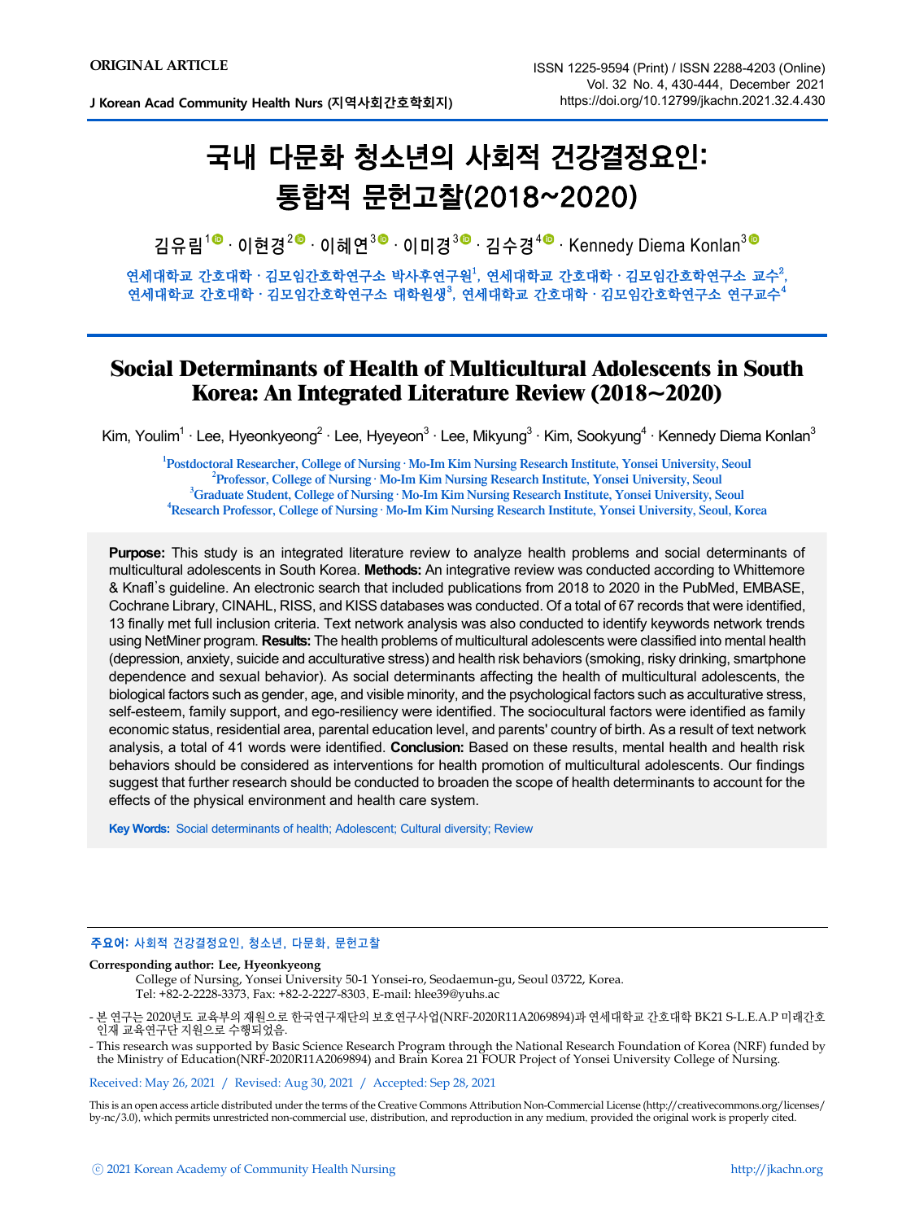ORIGINAL ARTICLE

# 국내 다문화 청소년의 사회적 건강결정요인: 통합적 문헌고찰(2018~2020)

김유림[1] · 이현경[2] · 이혜연[3] · 이미경[3] · 김수경[4] · Kennedy Diema Konlan[3]

연세대학교 간호대학 · 김모임간호학연구소 박사후연구원[1], 연세대학교 간호대학 · 김모임간호학연구소 교수[2], 연세대학교 간호대학 · 김모임간호학연구소 대학원생[3], 연세대학교 간호대학 · 김모임간호학연구소 연구교수[4]

# Social Determinants of Health of Multicultural Adolescents in South Korea: An Integrated Literature Review (2018~2020)

Kim, Youlim[1] · Lee, Hyeonkyeong[2] · Lee, Hyeyeon[3] · Lee, Mikyung[3] · Kim, Sookyung[4] · Kennedy Diema Konlan[3]

[1]Postdoctoral Researcher, College of Nursing · Mo-Im Kim Nursing Research Institute, Yonsei University, Seoul
[2]Professor, College of Nursing · Mo-Im Kim Nursing Research Institute, Yonsei University, Seoul
[3]Graduate Student, College of Nursing · Mo-Im Kim Nursing Research Institute, Yonsei University, Seoul
[4]Research Professor, College of Nursing · Mo-Im Kim Nursing Research Institute, Yonsei University, Seoul, Korea

**Purpose:** This study is an integrated literature review to analyze health problems and social determinants of multicultural adolescents in South Korea. **Methods:** An integrative review was conducted according to Whittemore & Knafl's guideline. An electronic search that included publications from 2018 to 2020 in the PubMed, EMBASE, Cochrane Library, CINAHL, RISS, and KISS databases was conducted. Of a total of 67 records that were identified, 13 finally met full inclusion criteria. Text network analysis was also conducted to identify keywords network trends using NetMiner program. **Results:** The health problems of multicultural adolescents were classified into mental health (depression, anxiety, suicide and acculturative stress) and health risk behaviors (smoking, risky drinking, smartphone dependence and sexual behavior). As social determinants affecting the health of multicultural adolescents, the biological factors such as gender, age, and visible minority, and the psychological factors such as acculturative stress, self-esteem, family support, and ego-resiliency were identified. The sociocultural factors were identified as family economic status, residential area, parental education level, and parents' country of birth. As a result of text network analysis, a total of 41 words were identified. **Conclusion:** Based on these results, mental health and health risk behaviors should be considered as interventions for health promotion of multicultural adolescents. Our findings suggest that further research should be conducted to broaden the scope of health determinants to account for the effects of the physical environment and health care system.

**Key Words:** Social determinants of health; Adolescent; Cultural diversity; Review

**주요어:** 사회적 건강결정요인, 청소년, 다문화, 문헌고찰

**Corresponding author: Lee, Hyeonkyeong**
College of Nursing, Yonsei University 50-1 Yonsei-ro, Seodaemun-gu, Seoul 03722, Korea.
Tel: +82-2-2228-3373, Fax: +82-2-2227-8303, E-mail: hlee39@yuhs.ac

- 본 연구는 2020년도 교육부의 재원으로 한국연구재단의 보호연구사업(NRF-2020R11A2069894)과 연세대학교 간호대학 BK21 S-L.E.A.P 미래간호 인재 교육연구단 지원으로 수행되었음.
- This research was supported by Basic Science Research Program through the National Research Foundation of Korea (NRF) funded by the Ministry of Education(NRF-2020R11A2069894) and Brain Korea 21 FOUR Project of Yonsei University College of Nursing.

Received: May 26, 2021 / Revised: Aug 30, 2021 / Accepted: Sep 28, 2021

This is an open access article distributed under the terms of the Creative Commons Attribution Non-Commercial License (http://creativecommons.org/licenses/by-nc/3.0), which permits unrestricted non-commercial use, distribution, and reproduction in any medium, provided the original work is properly cited.

ⓒ 2021 Korean Academy of Community Health Nursing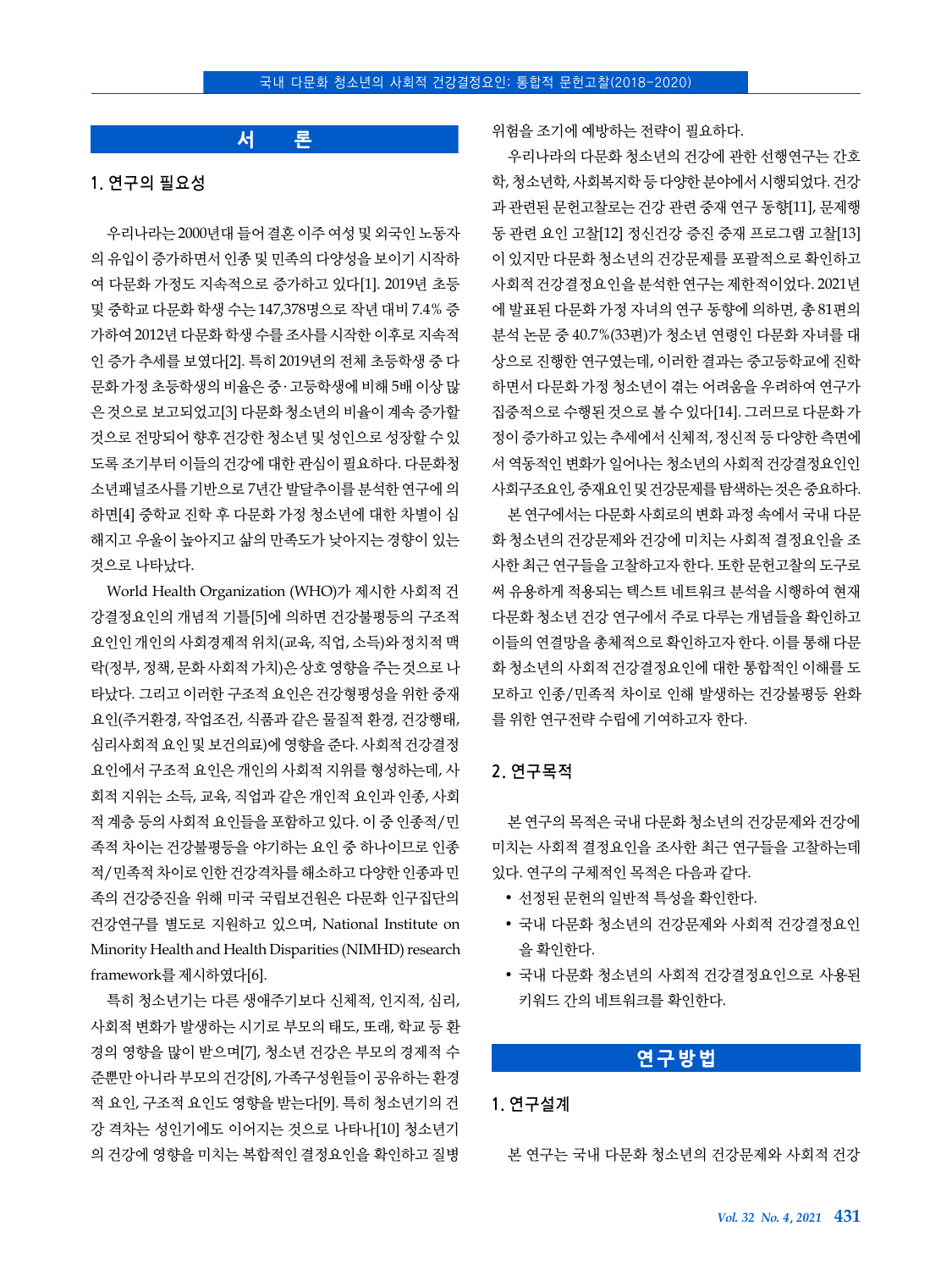# 서 론

## 1. 연구의 필요성

우리나라는 2000년대 들어 결혼 이주 여성 및 외국인 노동자의 유입이 증가하면서 인종 및 민족의 다양성을 보이기 시작하여 다문화 가정도 지속적으로 증가하고 있다[1]. 2019년 초등 및 중학교 다문화 학생 수는 147,378명으로 작년 대비 7.4% 증가하여 2012년 다문화 학생 수를 조사를 시작한 이후로 지속적인 증가 추세를 보였다[2]. 특히 2019년의 전체 초등학생 중 다문화가정 초등학생의 비율은 중·고등학생에 비해 5배 이상 많은 것으로 보고되었고[3] 다문화 청소년의 비율이 계속 증가할 것으로 전망되어 향후 건강한 청소년 및 성인으로 성장할 수 있도록 조기부터 이들의 건강에 대한 관심이 필요하다. 다문화청소년패널조사를 기반으로 7년간 발달추이를 분석한 연구에 의하면[4] 중학교 진학 후 다문화 가정 청소년에 대한 차별이 심해지고 우울이 높아지고 삶의 만족도가 낮아지는 경향이 있는 것으로 나타났다.

World Health Organization (WHO)가 제시한 사회적 건강결정요인의 개념적 기틀[5]에 의하면 건강불평등의 구조적 요인인 개인의 사회경제적 위치(교육, 직업, 소득)와 정치적 맥락(정부, 정책, 문화 사회적 가치)은 상호 영향을 주는 것으로 나타났다. 그리고 이러한 구조적 요인은 건강형평성을 위한 중재요인(주거환경, 작업조건, 식품과 같은 물질적 환경, 건강행태, 심리사회적 요인 및 보건의료)에 영향을 준다. 사회적 건강결정요인에서 구조적 요인은 개인의 사회적 지위를 형성하는데, 사회적 지위는 소득, 교육, 직업과 같은 개인적 요인과 인종, 사회적 계층 등의 사회적 요인들을 포함하고 있다. 이 중 인종적/민족적 차이는 건강불평등을 야기하는 요인 중 하나이므로 인종적/민족적 차이로 인한 건강격차를 해소하고 다양한 인종과 민족의 건강증진을 위해 미국 국립보건원은 다문화 인구집단의 건강연구를 별도로 지원하고 있으며, National Institute on Minority Health and Health Disparities (NIMHD) research framework를 제시하였다[6].

특히 청소년기는 다른 생애주기보다 신체적, 인지적, 심리, 사회적 변화가 발생하는 시기로 부모의 태도, 또래, 학교 등 환경의 영향을 많이 받으며[7], 청소년 건강은 부모의 경제적 수준뿐만 아니라 부모의 건강[8], 가족구성원들이 공유하는 환경적 요인, 구조적 요인도 영향을 받는다[9]. 특히 청소년기의 건강 격차는 성인기에도 이어지는 것으로 나타나[10] 청소년기의 건강에 영향을 미치는 복합적인 결정요인을 확인하고 질병 위험을 조기에 예방하는 전략이 필요하다.

우리나라의 다문화 청소년의 건강에 관한 선행연구는 간호학, 청소년학, 사회복지학 등 다양한 분야에서 시행되었다. 건강과 관련된 문헌고찰로는 건강 관련 중재 연구 동향[11], 문제행동 관련 요인 고찰[12] 정신건강 증진 중재 프로그램 고찰[13]이 있지만 다문화 청소년의 건강문제를 포괄적으로 확인하고 사회적 건강결정요인을 분석한 연구는 제한적이었다. 2021년에 발표된 다문화 가정 자녀의 연구 동향에 의하면, 총 81편의 분석 논문 중 40.7%(33편)가 청소년 연령인 다문화 자녀를 대상으로 진행한 연구였는데, 이러한 결과는 중고등학교에 진학하면서 다문화 가정 청소년이 겪는 어려움을 우려하여 연구가 집중적으로 수행된 것으로 볼 수 있다[14]. 그러므로 다문화 가정이 증가하고 있는 추세에서 신체적, 정신적 등 다양한 측면에서 역동적인 변화가 일어나는 청소년의 사회적 건강결정요인인 사회구조요인, 중재요인 및 건강문제를 탐색하는 것은 중요하다.

본 연구에서는 다문화 사회로의 변화 과정 속에서 국내 다문화 청소년의 건강문제와 건강에 미치는 사회적 결정요인을 조사한 최근 연구들을 고찰하고자 한다. 또한 문헌고찰의 도구로써 유용하게 적용되는 텍스트 네트워크 분석을 시행하여 현재 다문화 청소년 건강 연구에서 주로 다루는 개념들을 확인하고 이들의 연결망을 총체적으로 확인하고자 한다. 이를 통해 다문화 청소년의 사회적 건강결정요인에 대한 통합적인 이해를 도모하고 인종/민족적 차이로 인해 발생하는 건강불평등 완화를 위한 연구전략 수립에 기여하고자 한다.

## 2. 연구목적

본 연구의 목적은 국내 다문화 청소년의 건강문제와 건강에 미치는 사회적 결정요인을 조사한 최근 연구들을 고찰하는데 있다. 연구의 구체적인 목적은 다음과 같다.

- 선정된 문헌의 일반적 특성을 확인한다.
- 국내 다문화 청소년의 건강문제와 사회적 건강결정요인을 확인한다.
- 국내 다문화 청소년의 사회적 건강결정요인으로 사용된 키워드 간의 네트워크를 확인한다.

# 연구방법

## 1. 연구설계

본 연구는 국내 다문화 청소년의 건강문제와 사회적 건강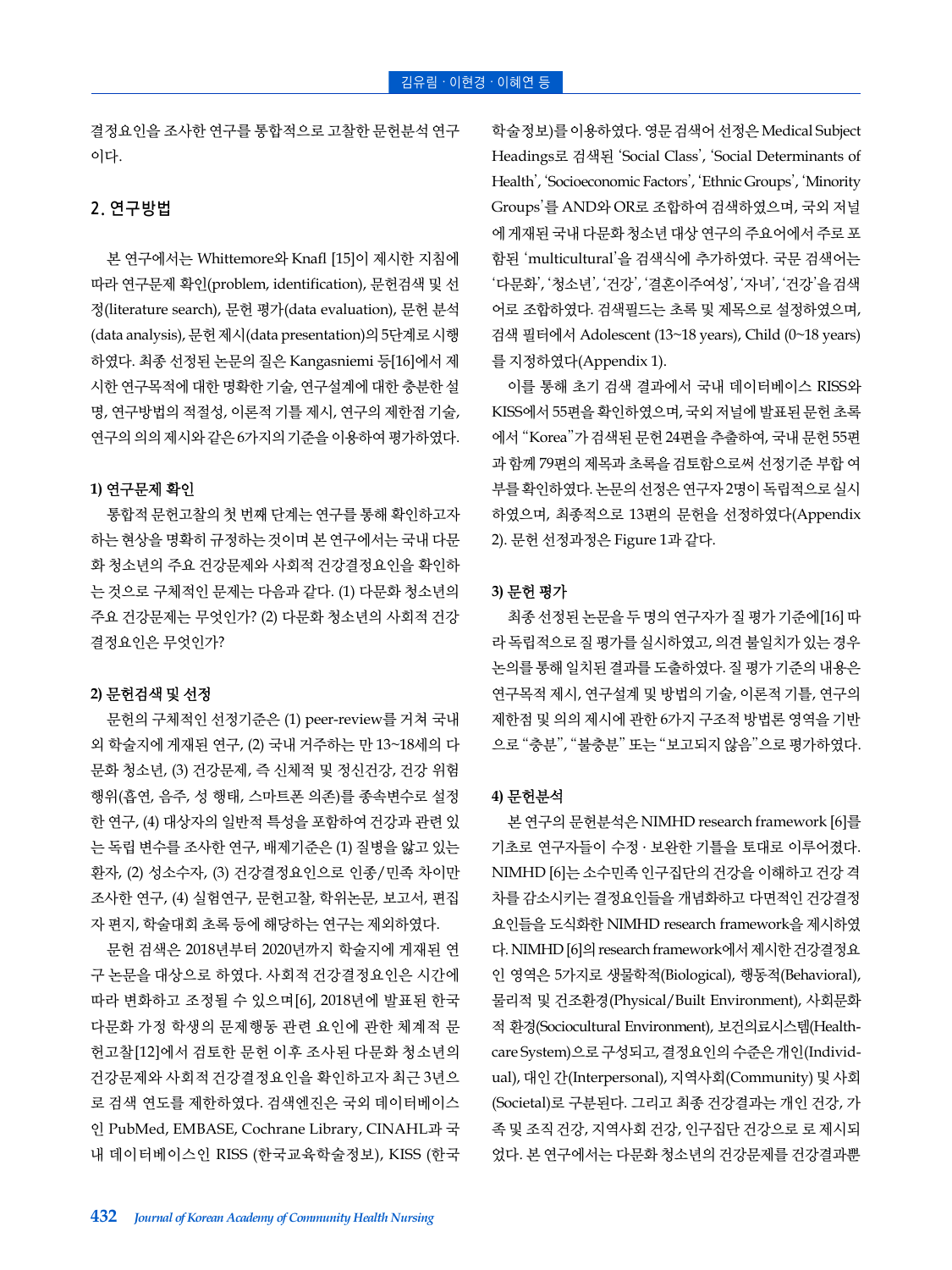결정요인을 조사한 연구를 통합적으로 고찰한 문헌분석 연구이다.

## 2. 연구방법

본 연구에서는 Whittemore와 Knafl [15]이 제시한 지침에 따라 연구문제 확인(problem, identification), 문헌검색 및 선정(literature search), 문헌 평가(data evaluation), 문헌 분석(data analysis), 문헌 제시(data presentation)의 5단계로 시행하였다. 최종 선정된 논문의 질은 Kangasniemi 등[16]에서 제시한 연구목적에 대한 명확한 기술, 연구설계에 대한 충분한 설명, 연구방법의 적절성, 이론적 기틀 제시, 연구의 제한점 기술, 연구의 의의 제시와 같은 6가지의 기준을 이용하여 평가하였다.

### 1) 연구문제 확인

통합적 문헌고찰의 첫 번째 단계는 연구를 통해 확인하고자 하는 현상을 명확히 규정하는 것이며 본 연구에서는 국내 다문화 청소년의 주요 건강문제와 사회적 건강결정요인을 확인하는 것으로 구체적인 문제는 다음과 같다. (1) 다문화 청소년의 주요 건강문제는 무엇인가? (2) 다문화 청소년의 사회적 건강결정요인은 무엇인가?

### 2) 문헌검색 및 선정

문헌의 구체적인 선정기준은 (1) peer-review를 거쳐 국내외 학술지에 게재된 연구, (2) 국내 거주하는 만 13~18세의 다문화 청소년, (3) 건강문제, 즉 신체적 및 정신건강, 건강 위험행위(흡연, 음주, 성 행태, 스마트폰 의존)를 종속변수로 설정한 연구, (4) 대상자의 일반적 특성을 포함하여 건강과 관련 있는 독립 변수를 조사한 연구, 배제기준은 (1) 질병을 앓고 있는 환자, (2) 성소수자, (3) 건강결정요인으로 인종/민족 차이만 조사한 연구, (4) 실험연구, 문헌고찰, 학위논문, 보고서, 편집자 편지, 학술대회 초록 등에 해당하는 연구는 제외하였다.

문헌 검색은 2018년부터 2020년까지 학술지에 게재된 연구 논문을 대상으로 하였다. 사회적 건강결정요인은 시간에 따라 변화하고 조정될 수 있으며[6], 2018년에 발표된 한국 다문화 가정 학생의 문제행동 관련 요인에 관한 체계적 문헌고찰[12]에서 검토한 문헌 이후 조사된 다문화 청소년의 건강문제와 사회적 건강결정요인을 확인하고자 최근 3년으로 검색 연도를 제한하였다. 검색엔진은 국외 데이터베이스인 PubMed, EMBASE, Cochrane Library, CINAHL과 국내 데이터베이스인 RISS (한국교육학술정보), KISS (한국학술정보)를 이용하였다. 영문 검색어 선정은 Medical Subject Headings로 검색된 'Social Class', 'Social Determinants of Health', 'Socioeconomic Factors', 'Ethnic Groups', 'Minority Groups'를 AND와 OR로 조합하여 검색하였으며, 국외 저널에 게재된 국내 다문화 청소년 대상 연구의 주요어에서 주로 포함된 'multicultural'을 검색식에 추가하였다. 국문 검색어는 '다문화', '청소년', '건강', '결혼이주여성', '자녀', '건강'을 검색어로 조합하였다. 검색필드는 초록 및 제목으로 설정하였으며, 검색 필터에서 Adolescent (13~18 years), Child (0~18 years)를 지정하였다(Appendix 1).

이를 통해 초기 검색 결과에서 국내 데이터베이스 RISS와 KISS에서 55편을 확인하였으며, 국외 저널에 발표된 문헌 초록에서 "Korea"가 검색된 문헌 24편을 추출하여, 국내 문헌 55편과 함께 79편의 제목과 초록을 검토함으로써 선정기준 부합 여부를 확인하였다. 논문의 선정은 연구자 2명이 독립적으로 실시하였으며, 최종적으로 13편의 문헌을 선정하였다(Appendix 2). 문헌 선정과정은 Figure 1과 같다.

### 3) 문헌 평가

최종 선정된 논문을 두 명의 연구자가 질 평가 기준에[16] 따라 독립적으로 질 평가를 실시하였고, 의견 불일치가 있는 경우 논의를 통해 일치된 결과를 도출하였다. 질 평가 기준의 내용은 연구목적 제시, 연구설계 및 방법의 기술, 이론적 기틀, 연구의 제한점 및 의의 제시에 관한 6가지 구조적 방법론 영역을 기반으로 "충분", "불충분" 또는 "보고되지 않음"으로 평가하였다.

### 4) 문헌분석

본 연구의 문헌분석은 NIMHD research framework [6]를 기초로 연구자들이 수정 · 보완한 기틀을 토대로 이루어졌다. NIMHD [6]는 소수민족 인구집단의 건강을 이해하고 건강 격차를 감소시키는 결정요인들을 개념화하고 다면적인 건강결정요인들을 도식화한 NIMHD research framework을 제시하였다. NIMHD [6]의 research framework에서 제시한 건강결정요인 영역은 5가지로 생물학적(Biological), 행동적(Behavioral), 물리적 및 건조환경(Physical/Built Environment), 사회문화적 환경(Sociocultural Environment), 보건의료시스템(Health-care System)으로 구성되고, 결정요인의 수준은 개인(Individual), 대인 간(Interpersonal), 지역사회(Community) 및 사회(Societal)로 구분된다. 그리고 최종 건강결과는 개인 건강, 가족 및 조직 건강, 지역사회 건강, 인구집단 건강으로 로 제시되었다. 본 연구에서는 다문화 청소년의 건강문제를 건강결과뿐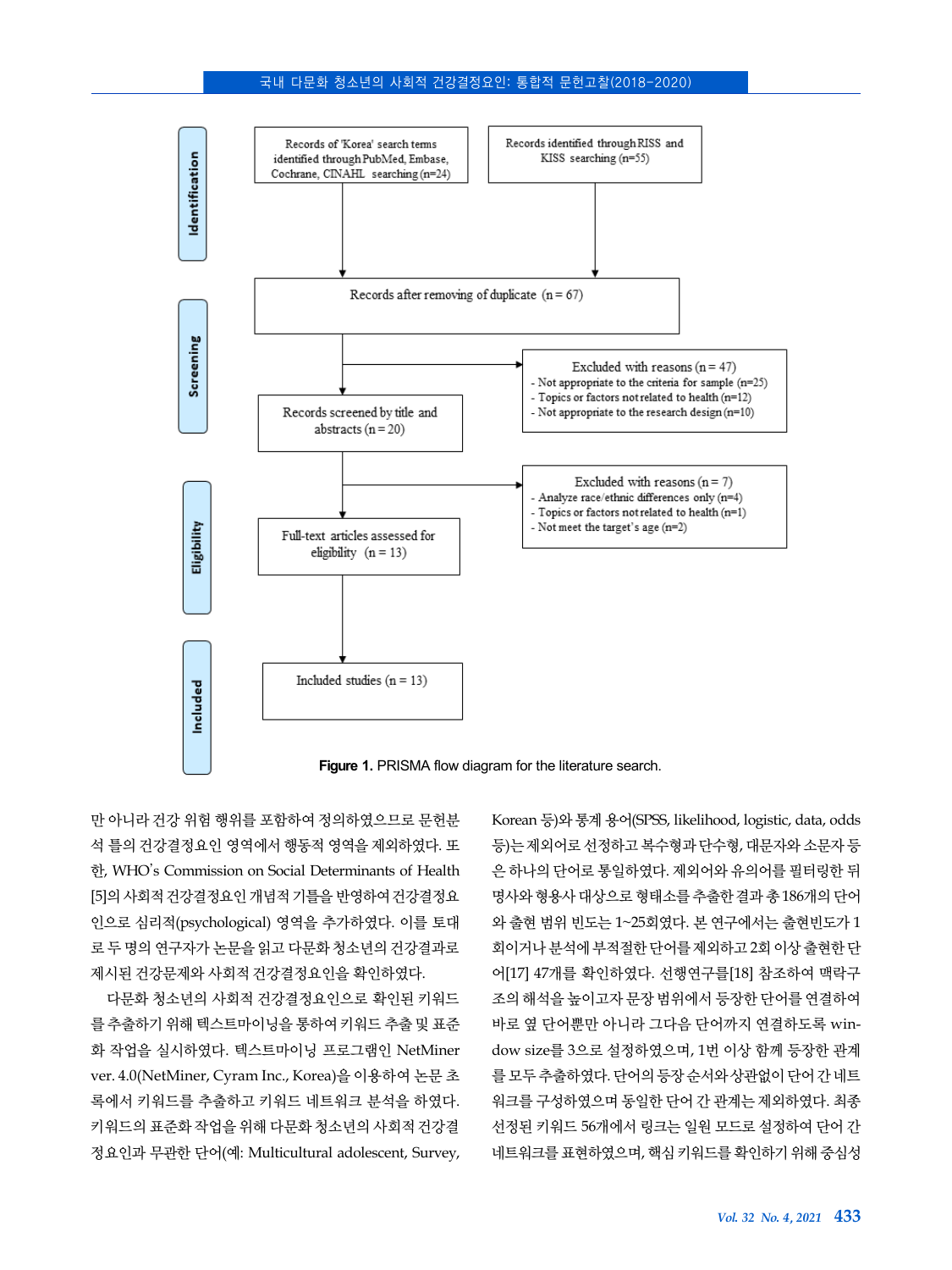**Identification**

Records of 'Korea' search terms identified through PubMed, Embase, Cochrane, CINAHL searching (n=24)

Records identified through RISS and KISS searching (n=55)

**Screening**

Records after removing of duplicate (n = 67)

Excluded with reasons (n = 47)
- Not appropriate to the criteria for sample (n=25)
- Topics or factors not related to health (n=12)
- Not appropriate to the research design (n=10)

Records screened by title and abstracts (n = 20)

**Eligibility**

Excluded with reasons (n = 7)
- Analyze race/ethnic differences only (n=4)
- Topics or factors not related to health (n=1)
- Not meet the target's age (n=2)

Full-text articles assessed for eligibility (n = 13)

**Included**

Included studies (n = 13)

**Figure 1.** PRISMA flow diagram for the literature search.

만 아니라 건강 위험 행위를 포함하여 정의하였으므로 문헌분석 틀의 건강결정요인 영역에서 행동적 영역을 제외하였다. 또한, WHO's Commission on Social Determinants of Health [5]의 사회적 건강결정요인 개념적 기틀을 반영하여 건강결정요인으로 심리적(psychological) 영역을 추가하였다. 이를 토대로 두 명의 연구자가 논문을 읽고 다문화 청소년의 건강결과로 제시된 건강문제와 사회적 건강결정요인을 확인하였다.

다문화 청소년의 사회적 건강결정요인으로 확인된 키워드를 추출하기 위해 텍스트마이닝을 통하여 키워드 추출 및 표준화 작업을 실시하였다. 텍스트마이닝 프로그램인 NetMiner ver. 4.0(NetMiner, Cyram Inc., Korea)을 이용하여 논문 초록에서 키워드를 추출하고 키워드 네트워크 분석을 하였다. 키워드의 표준화 작업을 위해 다문화 청소년의 사회적 건강결정요인과 무관한 단어(예: Multicultural adolescent, Survey, Korean 등)와 통계 용어(SPSS, likelihood, logistic, data, odds 등)는 제외어로 선정하고 복수형과 단수형, 대문자와 소문자 등은 하나의 단어로 통일하였다. 제외어와 유의어를 필터링한 뒤 명사와 형용사 대상으로 형태소를 추출한 결과 총 186개의 단어와 출현 범위 빈도는 1~25회였다. 본 연구에서는 출현빈도가 1회이거나 분석에 부적절한 단어를 제외하고 2회 이상 출현한 단어[17] 47개를 확인하였다. 선행연구를[18] 참조하여 맥락구조의 해석을 높이고자 문장 범위에서 등장한 단어를 연결하여 바로 옆 단어뿐만 아니라 그다음 단어까지 연결하도록 window size를 3으로 설정하였으며, 1번 이상 함께 등장한 관계를 모두 추출하였다. 단어의 등장 순서와 상관없이 단어 간 네트워크를 구성하였으며 동일한 단어 간 관계는 제외하였다. 최종 선정된 키워드 56개에서 링크는 일원 모드로 설정하여 단어 간 네트워크를 표현하였으며, 핵심 키워드를 확인하기 위해 중심성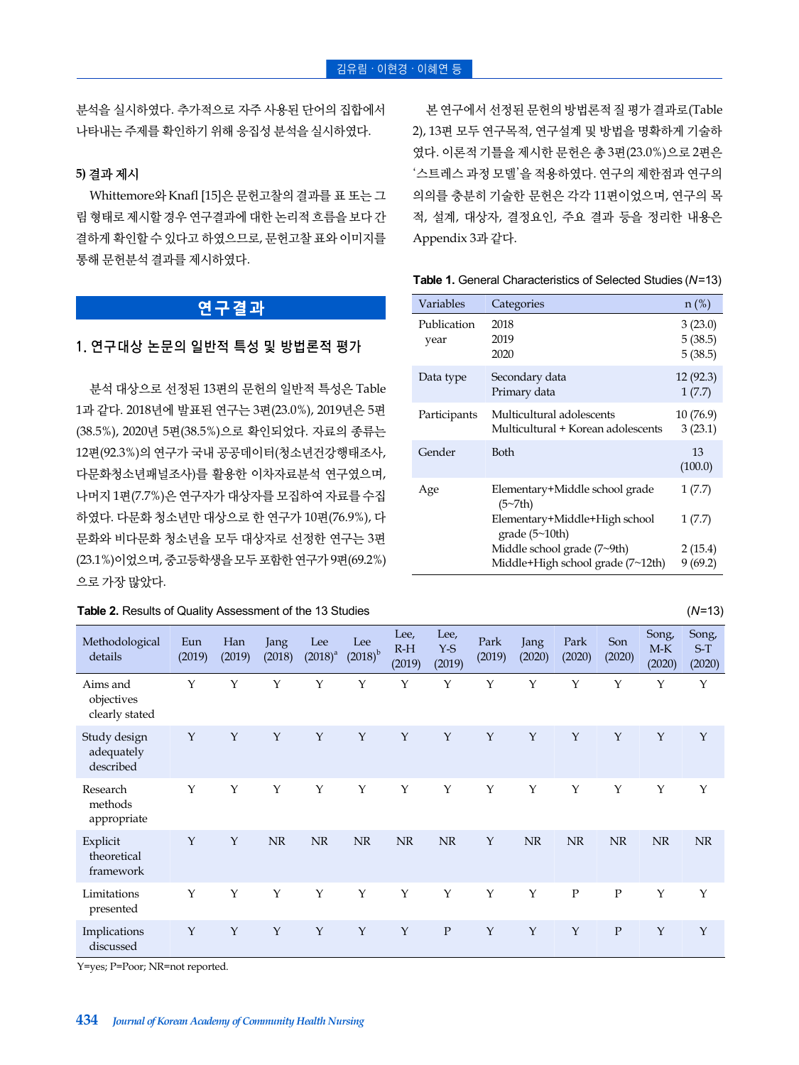분석을 실시하였다. 추가적으로 자주 사용된 단어의 집합에서 나타내는 주제를 확인하기 위해 응집성 분석을 실시하였다.

#### 5) 결과 제시

Whittemore와 Knafl [15]은 문헌고찰의 결과를 표 또는 그림 형태로 제시할 경우 연구결과에 대한 논리적 흐름을 보다 간결하게 확인할 수 있다고 하였으므로, 문헌고찰 표와 이미지를 통해 문헌분석 결과를 제시하였다.

## 연구결과

### 1. 연구대상 논문의 일반적 특성 및 방법론적 평가

분석 대상으로 선정된 13편의 문헌의 일반적 특성은 Table 1과 같다. 2018년에 발표된 연구는 3편(23.0%), 2019년은 5편(38.5%), 2020년 5편(38.5%)으로 확인되었다. 자료의 종류는 12편(92.3%)의 연구가 국내 공공데이터(청소년건강행태조사, 다문화청소년패널조사)를 활용한 이차자료분석 연구였으며, 나머지 1편(7.7%)은 연구자가 대상자를 모집하여 자료를 수집하였다. 다문화 청소년만 대상으로 한 연구가 10편(76.9%), 다문화와 비다문화 청소년을 모두 대상자로 선정한 연구는 3편(23.1%)이었으며, 중고등학생을 모두 포함한 연구가 9편(69.2%)으로 가장 많았다.

본 연구에서 선정된 문헌의 방법론적 질 평가 결과로(Table 2), 13편 모두 연구목적, 연구설계 및 방법을 명확하게 기술하였다. 이론적 기틀을 제시한 문헌은 총 3편(23.0%)으로 2편은 '스트레스 과정 모델'을 적용하였다. 연구의 제한점과 연구의 의의를 충분히 기술한 문헌은 각각 11편이었으며, 연구의 목적, 설계, 대상자, 결정요인, 주요 결과 등을 정리한 내용은 Appendix 3과 같다.

**Table 1.** General Characteristics of Selected Studies (*N*=13)

| Variables | Categories | n (%) |
|---|---|---|
| Publication year | 2018 | 3 (23.0) |
| | 2019 | 5 (38.5) |
| | 2020 | 5 (38.5) |
| Data type | Secondary data | 12 (92.3) |
| | Primary data | 1 (7.7) |
| Participants | Multicultural adolescents | 10 (76.9) |
| | Multicultural + Korean adolescents | 3 (23.1) |
| Gender | Both | 13 (100.0) |
| Age | Elementary+Middle school grade (5~7th) | 1 (7.7) |
| | Elementary+Middle+High school grade (5~10th) | 1 (7.7) |
| | Middle school grade (7~9th) | 2 (15.4) |
| | Middle+High school grade (7~12th) | 9 (69.2) |

**Table 2.** Results of Quality Assessment of the 13 Studies (*N*=13)

| Methodological details | Eun (2019) | Han (2019) | Jang (2018) | Lee (2018)[a] | Lee (2018)[b] | Lee, R-H (2019) | Lee, Y-S (2019) | Park (2019) | Jang (2020) | Park (2020) | Son (2020) | Song, M-K (2020) | Song, S-T (2020) |
|---|---|---|---|---|---|---|---|---|---|---|---|---|---|
| Aims and objectives clearly stated | Y | Y | Y | Y | Y | Y | Y | Y | Y | Y | Y | Y | Y |
| Study design adequately described | Y | Y | Y | Y | Y | Y | Y | Y | Y | Y | Y | Y | Y |
| Research methods appropriate | Y | Y | Y | Y | Y | Y | Y | Y | Y | Y | Y | Y | Y |
| Explicit theoretical framework | Y | Y | NR | NR | NR | NR | NR | Y | NR | NR | NR | NR | NR |
| Limitations presented | Y | Y | Y | Y | Y | Y | Y | Y | Y | P | P | Y | Y |
| Implications discussed | Y | Y | Y | Y | Y | Y | P | Y | Y | Y | P | Y | Y |

Y=yes; P=Poor; NR=not reported.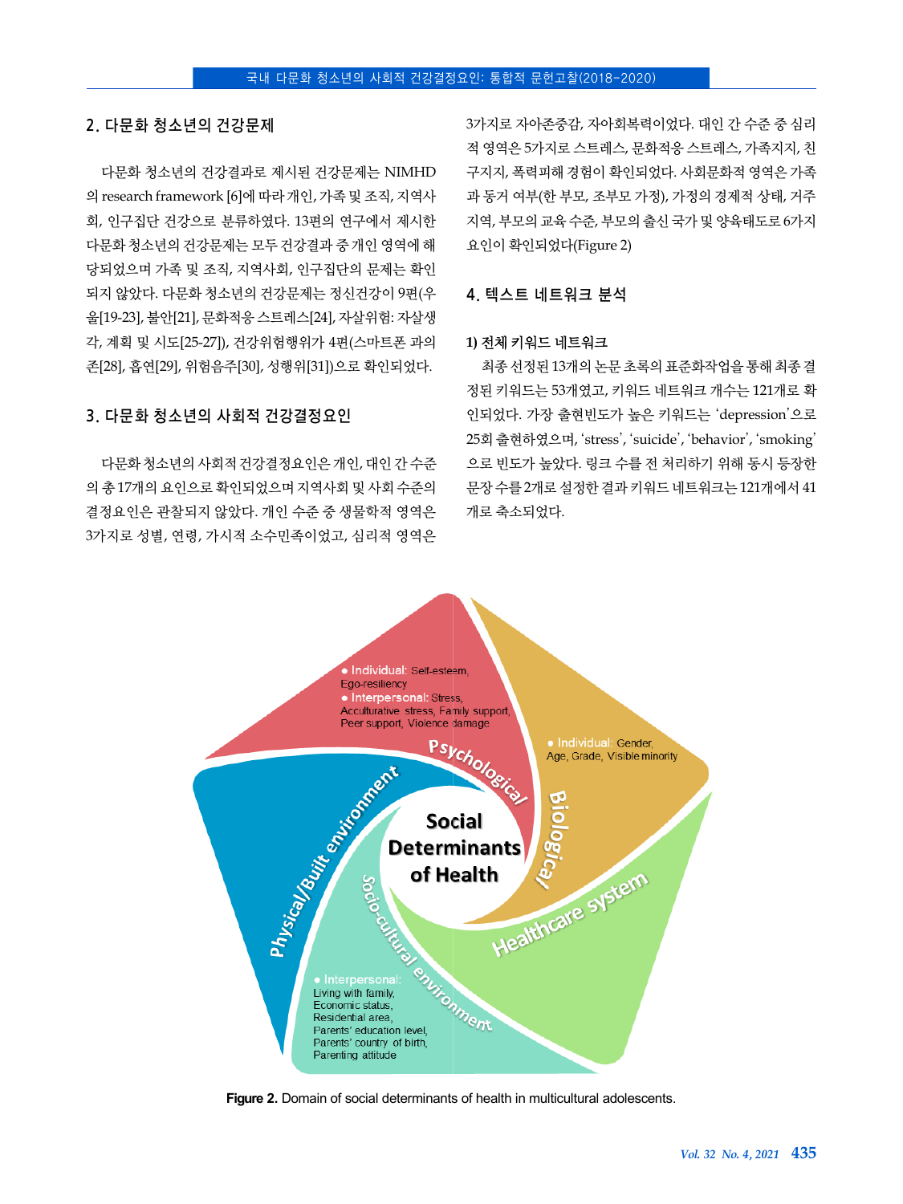## 2. 다문화 청소년의 건강문제

다문화 청소년의 건강결과로 제시된 건강문제는 NIMHD의 research framework [6]에 따라 개인, 가족 및 조직, 지역사회, 인구집단 건강으로 분류하였다. 13편의 연구에서 제시한 다문화 청소년의 건강문제는 모두 건강결과 중 개인 영역에 해당되었으며 가족 및 조직, 지역사회, 인구집단의 문제는 확인되지 않았다. 다문화 청소년의 건강문제는 정신건강이 9편(우울[19-23], 불안[21], 문화적응 스트레스[24], 자살위험: 자살생각, 계획 및 시도[25-27]), 건강위험행위가 4편(스마트폰 과의존[28], 흡연[29], 위험음주[30], 성행위[31])으로 확인되었다.

## 3. 다문화 청소년의 사회적 건강결정요인

다문화 청소년의 사회적 건강결정요인은 개인, 대인 간 수준의 총 17개의 요인으로 확인되었으며 지역사회 및 사회 수준의 결정요인은 관찰되지 않았다. 개인 수준 중 생물학적 영역은 3가지로 성별, 연령, 가시적 소수민족이었고, 심리적 영역은 3가지로 자아존중감, 자아회복력이었다. 대인 간 수준 중 심리적 영역은 5가지로 스트레스, 문화적응 스트레스, 가족지지, 친구지지, 폭력피해 경험이 확인되었다. 사회문화적 영역은 가족과 동거 여부(한 부모, 조부모 가정), 가정의 경제적 상태, 거주지역, 부모의 교육 수준, 부모의 출신 국가 및 양육태도로 6가지 요인이 확인되었다(Figure 2)

## 4. 텍스트 네트워크 분석

### 1) 전체 키워드 네트워크

최종 선정된 13개의 논문 초록의 표준화작업을 통해 최종 결정된 키워드는 53개였고, 키워드 네트워크 개수는 121개로 확인되었다. 가장 출현빈도가 높은 키워드는 'depression'으로 25회 출현하였으며, 'stress', 'suicide', 'behavior', 'smoking'으로 빈도가 높았다. 링크 수를 전 처리하기 위해 동시 등장한 문장 수를 2개로 설정한 결과 키워드 네트워크는 121개에서 41개로 축소되었다.

**Figure 2.** Domain of social determinants of health in multicultural adolescents.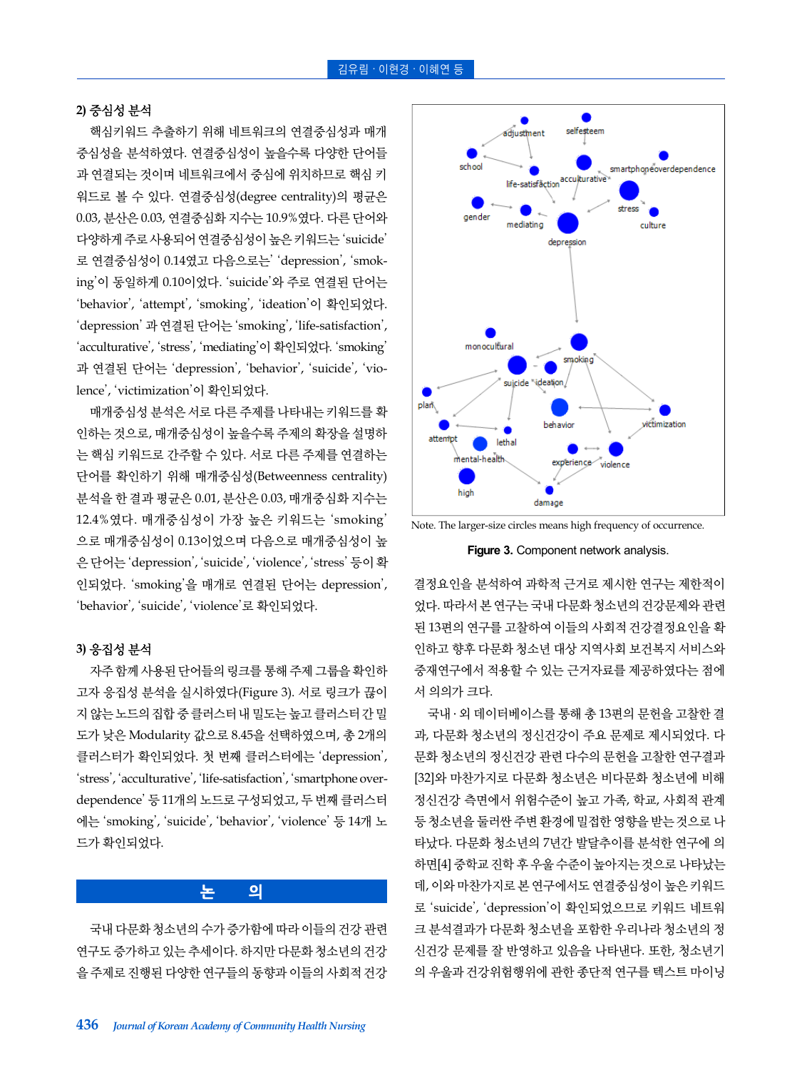### 2) 중심성 분석

핵심키워드 추출하기 위해 네트워크의 연결중심성과 매개중심성을 분석하였다. 연결중심성이 높을수록 다양한 단어들과 연결되는 것이며 네트워크에서 중심에 위치하므로 핵심 키워드로 볼 수 있다. 연결중심성(degree centrality)의 평균은 0.03, 분산은 0.03, 연결중심화 지수는 10.9%였다. 다른 단어와 다양하게 주로 사용되어 연결중심성이 높은 키워드는 'suicide'로 연결중심성이 0.14였고 다음으로는' 'depression', 'smoking'이 동일하게 0.10이었다. 'suicide'와 주로 연결된 단어는 'behavior', 'attempt', 'smoking', 'ideation'이 확인되었다. 'depression' 과 연결된 단어는 'smoking', 'life-satisfaction', 'acculturative', 'stress', 'mediating'이 확인되었다. 'smoking' 과 연결된 단어는 'depression', 'behavior', 'suicide', 'violence', 'victimization'이 확인되었다.

매개중심성 분석은 서로 다른 주제를 나타내는 단어를 확인하는 것으로, 매개중심성이 높을수록 주제의 확장을 설명하는 핵심 키워드로 간주할 수 있다. 서로 다른 주제를 연결하는 단어를 확인하기 위해 매개중심성(Betweenness centrality) 분석을 한 결과 평균은 0.01, 분산은 0.03, 매개중심화 지수는 12.4%였다. 매개중심성이 가장 높은 키워드는 'smoking'으로 매개중심성이 0.13이었으며 다음으로 매개중심성이 높은 단어는 'depression', 'suicide', 'violence', 'stress' 등이 확인되었다. 'smoking'을 매개로 연결된 단어는 depression, 'behavior', 'suicide', 'violence'로 확인되었다.

### 3) 응집성 분석

자주 함께 사용된 단어들의 링크를 통해 주제 그룹을 확인하고자 응집성 분석을 실시하였다(Figure 3). 서로 링크가 끊이지 않는 노드의 집합 중 클러스터 내 밀도는 높고 클러스터 간 밀도가 낮은 Modularity 값으로 8.45을 선택하였으며, 총 2개의 클러스터가 확인되었다. 첫 번째 클러스터에는 'depression', 'stress', 'acculturative', 'life-satisfaction', 'smartphone overdependence' 등 11개의 노드로 구성되었고, 두 번째 클러스터에는 'smoking', 'suicide', 'behavior', 'violence' 등 14개 노드가 확인되었다.

Note. The larger-size circles means high frequency of occurrence.

**Figure 3.** Component network analysis.

## 논 의

국내 다문화 청소년의 수가 증가함에 따라 이들의 건강 관련 연구도 증가하고 있는 추세이다. 하지만 다문화 청소년의 건강을 주제로 진행된 다양한 연구들의 동향과 이들의 사회적 건강결정요인을 분석하여 과학적 근거로 제시한 연구는 제한적이었다. 따라서 본 연구는 국내 다문화 청소년의 건강문제와 관련된 13편의 연구를 고찰하여 이들의 사회적 건강결정요인을 확인하고 향후 다문화 청소년 대상 지역사회 보건복지 서비스와 중재연구에서 적용할 수 있는 근거자료를 제공하였다는 점에서 의의가 크다.

국내·외 데이터베이스를 통해 총 13편의 문헌을 고찰한 결과, 다문화 청소년의 정신건강이 주요 문제로 제시되었다. 다문화 청소년의 정신건강 관련 다수의 문헌을 고찰한 연구결과[32]와 마찬가지로 다문화 청소년은 비다문화 청소년에 비해 정신건강 측면에서 위험수준이 높고 가족, 학교, 사회적 관계 등 청소년을 둘러싼 주변 환경에 밀접한 영향을 받는 것으로 나타났다. 다문화 청소년의 7년간 발달추이를 분석한 연구에 의하면[4] 중학교 진학 후 우울 수준이 높아지는 것으로 나타났는데, 이와 마찬가지로 본 연구에서도 연결중심성이 높은 키워드로 'suicide', 'depression'이 확인되었으므로 키워드 네트워크 분석결과가 다문화 청소년을 포함한 우리나라 청소년의 정신건강 문제를 잘 반영하고 있음을 나타낸다. 또한, 청소년기의 우울과 건강위험행위에 관한 종단적 연구를 텍스트 마이닝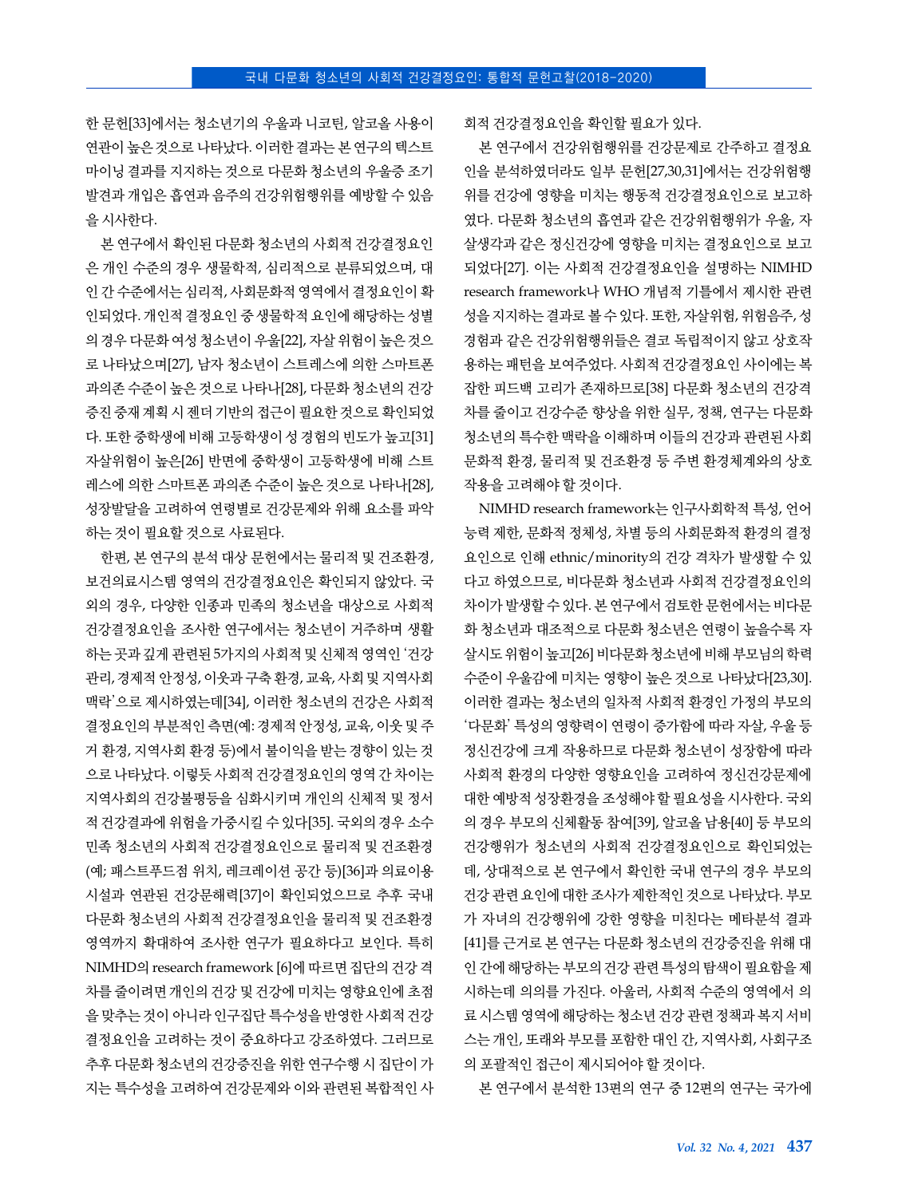한 문헌[33]에서는 청소년기의 우울과 니코틴, 알코올 사용이 연관이 높은 것으로 나타났다. 이러한 결과는 본 연구의 텍스트 마이닝 결과를 지지하는 것으로 다문화 청소년의 우울증 조기 발견과 개입은 흡연과 음주의 건강위험행위를 예방할 수 있음을 시사한다.

본 연구에서 확인된 다문화 청소년의 사회적 건강결정요인은 개인 수준의 경우 생물학적, 심리적으로 분류되었으며, 대인 간 수준에서는 심리적, 사회문화적 영역에서 결정요인이 확인되었다. 개인적 결정요인 중 생물학적 요인에 해당하는 성별의 경우 다문화 여성 청소년이 우울[22], 자살 위험이 높은 것으로 나타났으며[27], 남자 청소년이 스트레스에 의한 스마트폰 과의존 수준이 높은 것으로 나타나[28], 다문화 청소년의 건강증진 중재 계획 시 젠더 기반의 접근이 필요한 것으로 확인되었다. 또한 중학생에 비해 고등학생이 성 경험의 빈도가 높고[31] 자살위험이 높은[26] 반면에 중학생이 고등학생에 비해 스트레스에 의한 스마트폰 과의존 수준이 높은 것으로 나타나[28], 성장발달을 고려하여 연령별로 건강문제와 위해 요소를 파악하는 것이 필요할 것으로 사료된다.

한편, 본 연구의 분석 대상 문헌에서는 물리적 및 건조환경, 보건의료시스템 영역의 건강결정요인은 확인되지 않았다. 국외의 경우, 다양한 인종과 민족의 청소년을 대상으로 사회적 건강결정요인을 조사한 연구에서는 청소년이 거주하며 생활하는 곳과 깊게 관련된 5가지의 사회적 및 신체적 영역인 '건강관리, 경제적 안정성, 이웃과 구축 환경, 교육, 사회 및 지역사회 맥락'으로 제시하였는데[34], 이러한 청소년의 건강은 사회적 결정요인의 부분적인 측면(예: 경제적 안정성, 교육, 이웃 및 주거 환경, 지역사회 환경 등)에서 불이익을 받는 경향이 있는 것으로 나타났다. 이렇듯 사회적 건강결정요인의 영역 간 차이는 지역사회의 건강불평등을 심화시키며 개인의 신체적 및 정서적 건강결과에 위험을 가중시킬 수 있다[35]. 국외의 경우 소수민족 청소년의 사회적 건강결정요인으로 물리적 및 건조환경(예; 패스트푸드점 위치, 레크레이션 공간 등)[36]과 의료이용 시설과 연관된 건강문해력[37]이 확인되었으므로 추후 국내 다문화 청소년의 사회적 건강결정요인을 물리적 및 건조환경 영역까지 확대하여 조사한 연구가 필요하다고 보인다. 특히 NIMHD의 research framework [6]에 따르면 집단의 건강 격차를 줄이려면 개인의 건강 및 건강에 미치는 영향요인에 초점을 맞추는 것이 아니라 인구집단 특수성을 반영한 사회적 건강결정요인을 고려하는 것이 중요하다고 강조하였다. 그러므로 추후 다문화 청소년의 건강증진을 위한 연구수행 시 집단이 가지는 특수성을 고려하여 건강문제와 이와 관련된 복합적인 사회적 건강결정요인을 확인할 필요가 있다.

본 연구에서 건강위험행위를 건강문제로 간주하고 결정요인을 분석하였더라도 일부 문헌[27,30,31]에서는 건강위험행위를 건강에 영향을 미치는 행동적 건강결정요인으로 보고하였다. 다문화 청소년의 흡연과 같은 건강위험행위가 우울, 자살생각과 같은 정신건강에 영향을 미치는 결정요인으로 보고되었다[27]. 이는 사회적 건강결정요인을 설명하는 NIMHD research framework나 WHO 개념적 기틀에서 제시한 관련성을 지지하는 결과로 볼 수 있다. 또한, 자살위험, 위험음주, 성경험과 같은 건강위험행위들은 결코 독립적이지 않고 상호작용하는 패턴을 보여주었다. 사회적 건강결정요인 사이에는 복잡한 피드백 고리가 존재하므로[38] 다문화 청소년의 건강격차를 줄이고 건강수준 향상을 위한 실무, 정책, 연구는 다문화 청소년의 특수한 맥락을 이해하며 이들의 건강과 관련된 사회문화적 환경, 물리적 및 건조환경 등 주변 환경체계와의 상호작용을 고려해야 할 것이다.

NIMHD research framework는 인구사회학적 특성, 언어능력 제한, 문화적 정체성, 차별 등의 사회문화적 환경의 결정요인으로 인해 ethnic/minority의 건강 격차가 발생할 수 있다고 하였으므로, 비다문화 청소년과 사회적 건강결정요인의 차이가 발생할 수 있다. 본 연구에서 검토한 문헌에서는 비다문화 청소년과 대조적으로 다문화 청소년은 연령이 높을수록 자살시도 위험이 높고[26] 비다문화 청소년에 비해 부모님의 학력수준이 우울감에 미치는 영향이 높은 것으로 나타났다[23,30]. 이러한 결과는 청소년의 일차적 사회적 환경인 가정의 부모의 '다문화' 특성의 영향력이 연령이 증가함에 따라 자살, 우울 등 정신건강에 크게 작용하므로 다문화 청소년이 성장함에 따라 사회적 환경의 다양한 영향요인을 고려하여 정신건강문제에 대한 예방적 성장환경을 조성해야 할 필요성을 시사한다. 국외의 경우 부모의 신체활동 참여[39], 알코올 남용[40] 등 부모의 건강행위가 청소년의 사회적 건강결정요인으로 확인되었는데, 상대적으로 본 연구에서 확인한 국내 연구의 경우 부모의 건강 관련 요인에 대한 조사가 제한적인 것으로 나타났다. 부모가 자녀의 건강행위에 강한 영향을 미친다는 메타분석 결과[41]를 근거로 본 연구는 다문화 청소년의 건강증진을 위해 대인 간에 해당하는 부모의 건강 관련 특성의 탐색이 필요함을 제시하는데 의의를 가진다. 아울러, 사회적 수준의 영역에서 의료 시스템 영역에 해당하는 청소년 건강 관련 정책과 복지 서비스는 개인, 또래와 부모를 포함한 대인 간, 지역사회, 사회구조의 포괄적인 접근이 제시되어야 할 것이다.

본 연구에서 분석한 13편의 연구 중 12편의 연구는 국가에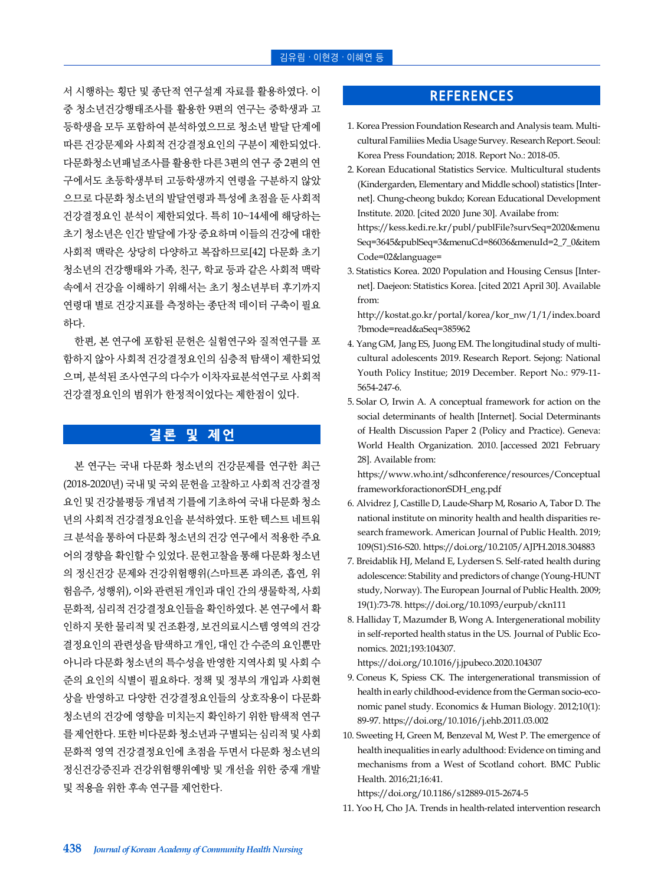서 시행하는 횡단 및 종단적 연구설계 자료를 활용하였다. 이 중 청소년건강행태조사를 활용한 9편의 연구는 중학생과 고등학생을 모두 포함하여 분석하였으므로 청소년 발달 단계에 따른 건강문제와 사회적 건강결정요인의 구분이 제한되었다. 다문화청소년패널조사를 활용한 다른 3편의 연구 중 2편의 연구에서도 초등학생부터 고등학생까지 연령을 구분하지 않았으므로 다문화 청소년의 발달연령과 특성에 초점을 둔 사회적 건강결정요인 분석이 제한되었다. 특히 10~14세에 해당하는 초기 청소년은 인간 발달에 가장 중요하며 이들의 건강에 대한 사회적 맥락은 상당히 다양하고 복잡하므로[42] 다문화 초기 청소년의 건강행태와 가족, 친구, 학교 등과 같은 사회적 맥락 속에서 건강을 이해하기 위해서는 초기 청소년부터 후기까지 연령대 별로 건강지표를 측정하는 종단적 데이터 구축이 필요하다.

한편, 본 연구에 포함된 문헌은 실험연구와 질적연구를 포함하지 않아 사회적 건강결정요인의 심층적 탐색이 제한되었으며, 분석된 조사연구의 다수가 이차자료분석연구로 사회적 건강결정요인의 범위가 한정적이었다는 제한점이 있다.

## 결론 및 제언

본 연구는 국내 다문화 청소년의 건강문제를 연구한 최근(2018-2020년) 국내 및 국외 문헌을 고찰하고 사회적 건강결정요인 및 건강불평등 개념적 기틀에 기초하여 국내 다문화 청소년의 사회적 건강결정요인을 분석하였다. 또한 텍스트 네트워크 분석을 통하여 다문화 청소년의 건강 연구에서 적용한 주요어의 경향을 확인할 수 있었다. 문헌고찰을 통해 다문화 청소년의 정신건강 문제와 건강위험행위(스마트폰 과의존, 흡연, 위험음주, 성행위), 이와 관련된 개인과 대인 간의 생물학적, 사회문화적, 심리적 건강결정요인들을 확인하였다. 본 연구에서 확인하지 못한 물리적 및 건조환경, 보건의료시스템 영역의 건강결정요인의 관련성을 탐색하고 개인, 대인 간 수준의 요인뿐만 아니라 다문화 청소년의 특수성을 반영한 지역사회 및 사회 수준의 요인의 식별이 필요하다. 정책 및 정부의 개입과 사회현상을 반영하고 다양한 건강결정요인들의 상호작용이 다문화 청소년의 건강에 영향을 미치는지 확인하기 위한 탐색적 연구를 제언한다. 또한 비다문화 청소년과 구별되는 심리적 및 사회문화적 영역 건강결정요인에 초점을 두면서 다문화 청소년의 정신건강증진과 건강위험행위예방 및 개선을 위한 중재 개발 및 적용을 위한 후속 연구를 제언한다.

## REFERENCES

1. Korea Pression Foundation Research and Analysis team. Multicultural Familiies Media Usage Survey. Research Report. Seoul: Korea Press Foundation; 2018. Report No.: 2018-05.
2. Korean Educational Statistics Service. Multicultural students (Kindergarden, Elementary and Middle school) statistics [Internet]. Chung-cheong bukdo; Korean Educational Development Institute. 2020. [cited 2020 June 30]. Availabe from: https://kess.kedi.re.kr/publ/publFile?survSeq=2020&menuSeq=3645&publSeq=3&menuCd=86036&menuId=2_7_0&itemCode=02&language=
3. Statistics Korea. 2020 Population and Housing Census [Internet]. Daejeon: Statistics Korea. [cited 2021 April 30]. Available from: http://kostat.go.kr/portal/korea/kor_nw/1/1/index.board?bmode=read&aSeq=385962
4. Yang GM, Jang ES, Juong EM. The longitudinal study of multicultural adolescents 2019. Research Report. Sejong: National Youth Policy Institue; 2019 December. Report No.: 979-11-5654-247-6.
5. Solar O, Irwin A. A conceptual framework for action on the social determinants of health [Internet]. Social Determinants of Health Discussion Paper 2 (Policy and Practice). Geneva: World Health Organization. 2010. [accessed 2021 February 28]. Available from: https://www.who.int/sdhconference/resources/ConceptualframeworkforactiononSDH_eng.pdf
6. Alvidrez J, Castille D, Laude-Sharp M, Rosario A, Tabor D. The national institute on minority health and health disparities research framework. American Journal of Public Health. 2019;109(S1):S16-S20. https://doi.org/10.2105/AJPH.2018.304883
7. Breidablik HJ, Meland E, Lydersen S. Self-rated health during adolescence: Stability and predictors of change (Young-HUNT study, Norway). The European Journal of Public Health. 2009;19(1):73-78. https://doi.org/10.1093/eurpub/ckn111
8. Halliday T, Mazumder B, Wong A. Intergenerational mobility in self-reported health status in the US. Journal of Public Economics. 2021;193:104307. https://doi.org/10.1016/j.jpubeco.2020.104307
9. Coneus K, Spiess CK. The intergenerational transmission of health in early childhood-evidence from the German socio-economic panel study. Economics & Human Biology. 2012;10(1):89-97. https://doi.org/10.1016/j.ehb.2011.03.002
10. Sweeting H, Green M, Benzeval M, West P. The emergence of health inequalities in early adulthood: Evidence on timing and mechanisms from a West of Scotland cohort. BMC Public Health. 2016;21;16:41. https://doi.org/10.1186/s12889-015-2674-5
11. Yoo H, Cho JA. Trends in health-related intervention research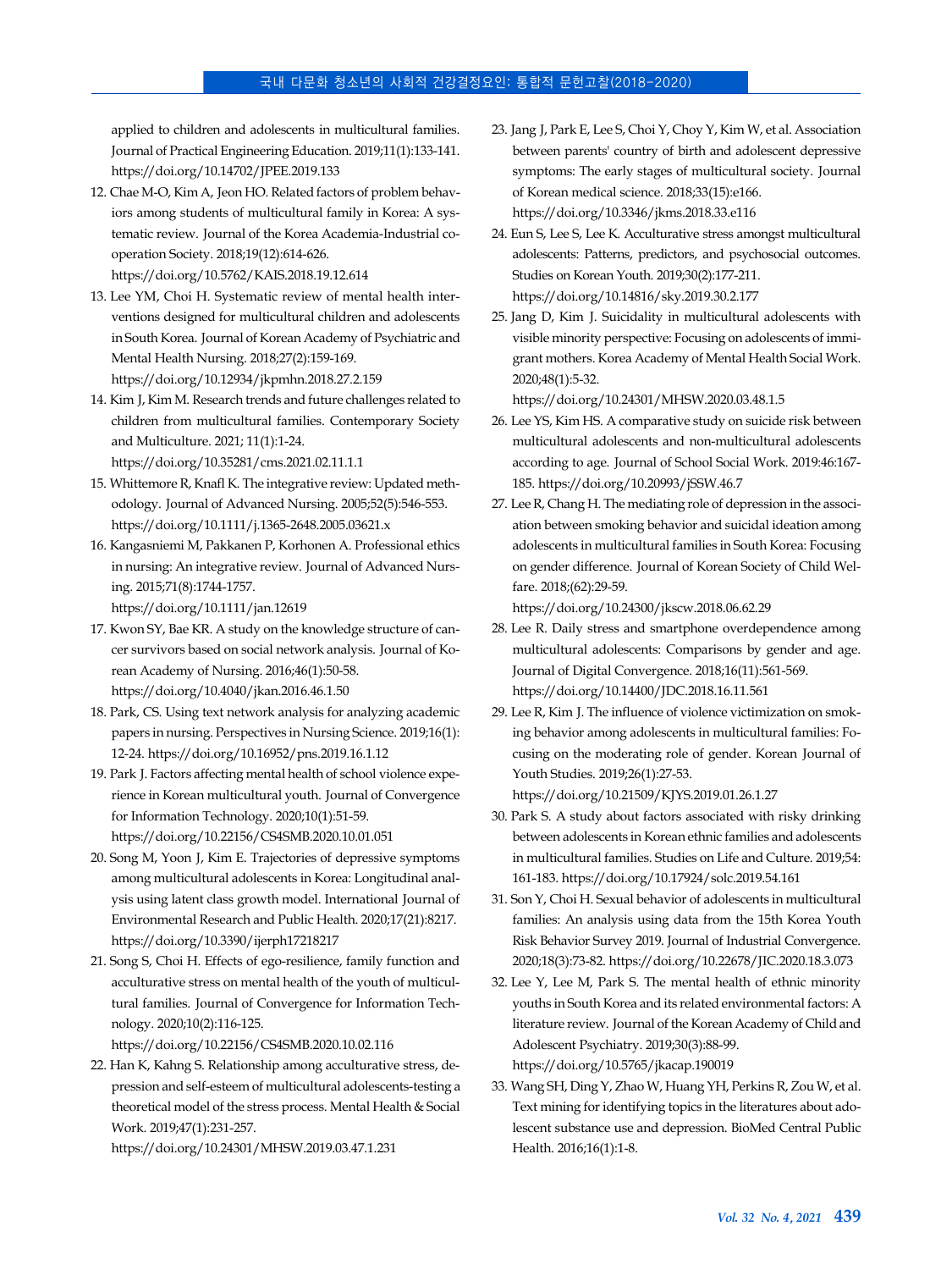applied to children and adolescents in multicultural families. Journal of Practical Engineering Education. 2019;11(1):133-141. https://doi.org/10.14702/JPEE.2019.133

12. Chae M-O, Kim A, Jeon HO. Related factors of problem behaviors among students of multicultural family in Korea: A systematic review. Journal of the Korea Academia-Industrial cooperation Society. 2018;19(12):614-626. https://doi.org/10.5762/KAIS.2018.19.12.614
13. Lee YM, Choi H. Systematic review of mental health interventions designed for multicultural children and adolescents in South Korea. Journal of Korean Academy of Psychiatric and Mental Health Nursing. 2018;27(2):159-169. https://doi.org/10.12934/jkpmhn.2018.27.2.159
14. Kim J, Kim M. Research trends and future challenges related to children from multicultural families. Contemporary Society and Multiculture. 2021; 11(1):1-24. https://doi.org/10.35281/cms.2021.02.11.1.1
15. Whittemore R, Knafl K. The integrative review: Updated methodology. Journal of Advanced Nursing. 2005;52(5):546-553. https://doi.org/10.1111/j.1365-2648.2005.03621.x
16. Kangasniemi M, Pakkanen P, Korhonen A. Professional ethics in nursing: An integrative review. Journal of Advanced Nursing. 2015;71(8):1744-1757. https://doi.org/10.1111/jan.12619
17. Kwon SY, Bae KR. A study on the knowledge structure of cancer survivors based on social network analysis. Journal of Korean Academy of Nursing. 2016;46(1):50-58. https://doi.org/10.4040/jkan.2016.46.1.50
18. Park, CS. Using text network analysis for analyzing academic papers in nursing. Perspectives in Nursing Science. 2019;16(1): 12-24. https://doi.org/10.16952/pns.2019.16.1.12
19. Park J. Factors affecting mental health of school violence experience in Korean multicultural youth. Journal of Convergence for Information Technology. 2020;10(1):51-59. https://doi.org/10.22156/CS4SMB.2020.10.01.051
20. Song M, Yoon J, Kim E. Trajectories of depressive symptoms among multicultural adolescents in Korea: Longitudinal analysis using latent class growth model. International Journal of Environmental Research and Public Health. 2020;17(21):8217. https://doi.org/10.3390/ijerph17218217
21. Song S, Choi H. Effects of ego-resilience, family function and acculturative stress on mental health of the youth of multicultural families. Journal of Convergence for Information Technology. 2020;10(2):116-125. https://doi.org/10.22156/CS4SMB.2020.10.02.116
22. Han K, Kahng S. Relationship among acculturative stress, depression and self-esteem of multicultural adolescents-testing a theoretical model of the stress process. Mental Health & Social Work. 2019;47(1):231-257. https://doi.org/10.24301/MHSW.2019.03.47.1.231
23. Jang J, Park E, Lee S, Choi Y, Choy Y, Kim W, et al. Association between parents' country of birth and adolescent depressive symptoms: The early stages of multicultural society. Journal of Korean medical science. 2018;33(15):e166. https://doi.org/10.3346/jkms.2018.33.e116
24. Eun S, Lee S, Lee K. Acculturative stress amongst multicultural adolescents: Patterns, predictors, and psychosocial outcomes. Studies on Korean Youth. 2019;30(2):177-211. https://doi.org/10.14816/sky.2019.30.2.177
25. Jang D, Kim J. Suicidality in multicultural adolescents with visible minority perspective: Focusing on adolescents of immigrant mothers. Korea Academy of Mental Health Social Work. 2020;48(1):5-32. https://doi.org/10.24301/MHSW.2020.03.48.1.5
26. Lee YS, Kim HS. A comparative study on suicide risk between multicultural adolescents and non-multicultural adolescents according to age. Journal of School Social Work. 2019:46:167-185. https://doi.org/10.20993/jSSW.46.7
27. Lee R, Chang H. The mediating role of depression in the association between smoking behavior and suicidal ideation among adolescents in multicultural families in South Korea: Focusing on gender difference. Journal of Korean Society of Child Welfare. 2018;(62):29-59. https://doi.org/10.24300/jkscw.2018.06.62.29
28. Lee R. Daily stress and smartphone overdependence among multicultural adolescents: Comparisons by gender and age. Journal of Digital Convergence. 2018;16(11):561-569. https://doi.org/10.14400/JDC.2018.16.11.561
29. Lee R, Kim J. The influence of violence victimization on smoking behavior among adolescents in multicultural families: Focusing on the moderating role of gender. Korean Journal of Youth Studies. 2019;26(1):27-53. https://doi.org/10.21509/KJYS.2019.01.26.1.27
30. Park S. A study about factors associated with risky drinking between adolescents in Korean ethnic families and adolescents in multicultural families. Studies on Life and Culture. 2019;54: 161-183. https://doi.org/10.17924/solc.2019.54.161
31. Son Y, Choi H. Sexual behavior of adolescents in multicultural families: An analysis using data from the 15th Korea Youth Risk Behavior Survey 2019. Journal of Industrial Convergence. 2020;18(3):73-82. https://doi.org/10.22678/JIC.2020.18.3.073
32. Lee Y, Lee M, Park S. The mental health of ethnic minority youths in South Korea and its related environmental factors: A literature review. Journal of the Korean Academy of Child and Adolescent Psychiatry. 2019;30(3):88-99. https://doi.org/10.5765/jkacap.190019
33. Wang SH, Ding Y, Zhao W, Huang YH, Perkins R, Zou W, et al. Text mining for identifying topics in the literatures about adolescent substance use and depression. BioMed Central Public Health. 2016;16(1):1-8.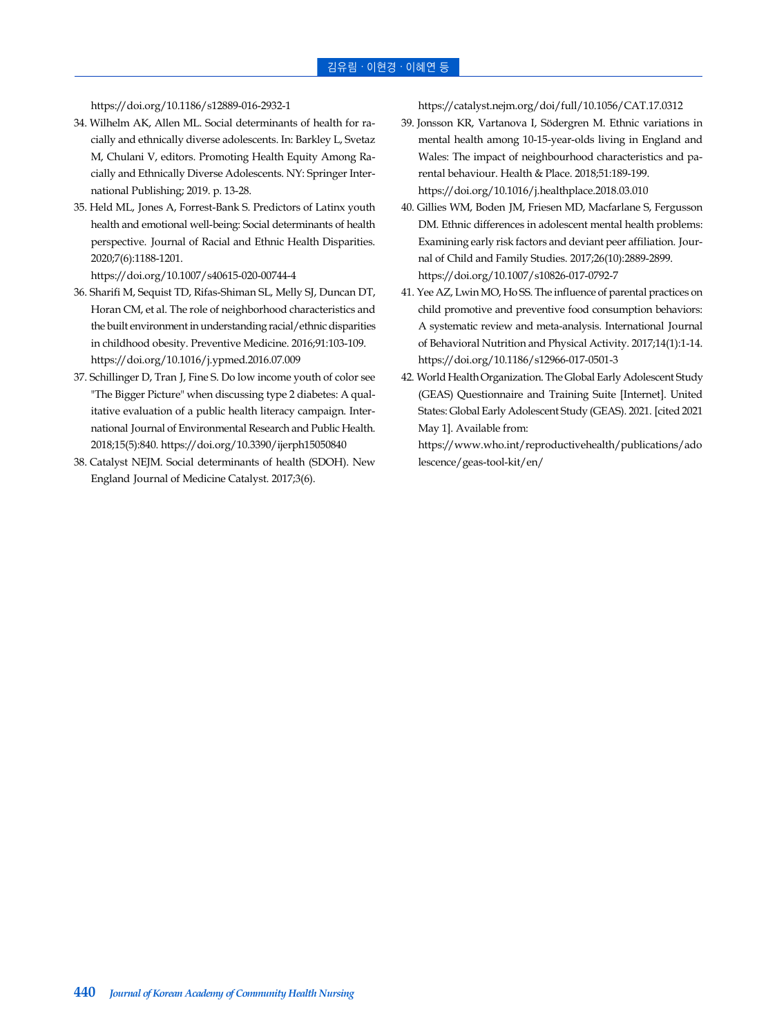https://doi.org/10.1186/s12889-016-2932-1

34. Wilhelm AK, Allen ML. Social determinants of health for racially and ethnically diverse adolescents. In: Barkley L, Svetaz M, Chulani V, editors. Promoting Health Equity Among Racially and Ethnically Diverse Adolescents. NY: Springer International Publishing; 2019. p. 13-28.
35. Held ML, Jones A, Forrest-Bank S. Predictors of Latinx youth health and emotional well-being: Social determinants of health perspective. Journal of Racial and Ethnic Health Disparities. 2020;7(6):1188-1201.
https://doi.org/10.1007/s40615-020-00744-4
36. Sharifi M, Sequist TD, Rifas-Shiman SL, Melly SJ, Duncan DT, Horan CM, et al. The role of neighborhood characteristics and the built environment in understanding racial/ethnic disparities in childhood obesity. Preventive Medicine. 2016;91:103-109.
https://doi.org/10.1016/j.ypmed.2016.07.009
37. Schillinger D, Tran J, Fine S. Do low income youth of color see "The Bigger Picture" when discussing type 2 diabetes: A qualitative evaluation of a public health literacy campaign. International Journal of Environmental Research and Public Health. 2018;15(5):840. https://doi.org/10.3390/ijerph15050840
38. Catalyst NEJM. Social determinants of health (SDOH). New England Journal of Medicine Catalyst. 2017;3(6).
https://catalyst.nejm.org/doi/full/10.1056/CAT.17.0312
39. Jonsson KR, Vartanova I, Södergren M. Ethnic variations in mental health among 10-15-year-olds living in England and Wales: The impact of neighbourhood characteristics and parental behaviour. Health & Place. 2018;51:189-199.
https://doi.org/10.1016/j.healthplace.2018.03.010
40. Gillies WM, Boden JM, Friesen MD, Macfarlane S, Fergusson DM. Ethnic differences in adolescent mental health problems: Examining early risk factors and deviant peer affiliation. Journal of Child and Family Studies. 2017;26(10):2889-2899.
https://doi.org/10.1007/s10826-017-0792-7
41. Yee AZ, Lwin MO, Ho SS. The influence of parental practices on child promotive and preventive food consumption behaviors: A systematic review and meta-analysis. International Journal of Behavioral Nutrition and Physical Activity. 2017;14(1):1-14.
https://doi.org/10.1186/s12966-017-0501-3
42. World Health Organization. The Global Early Adolescent Study (GEAS) Questionnaire and Training Suite [Internet]. United States: Global Early Adolescent Study (GEAS). 2021. [cited 2021 May 1]. Available from:
https://www.who.int/reproductivehealth/publications/adolescence/geas-tool-kit/en/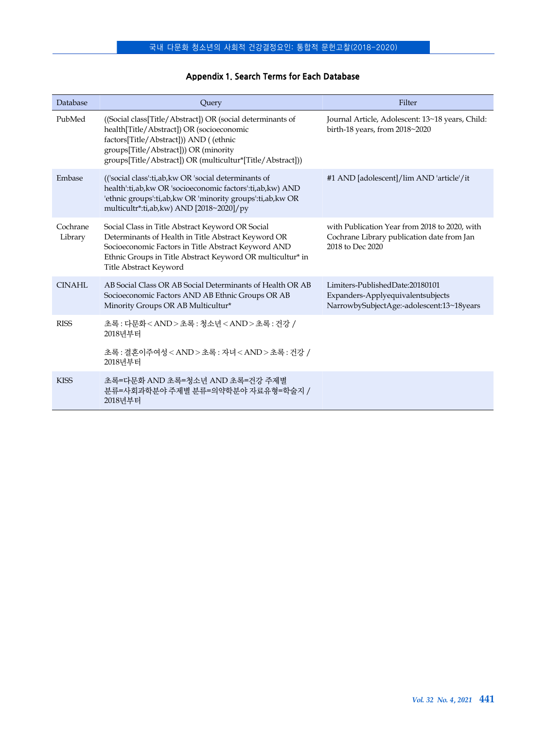## Appendix 1. Search Terms for Each Database

| Database | Query | Filter |
|---|---|---|
| PubMed | ((Social class[Title/Abstract]) OR (social determinants of health[Title/Abstract]) OR (socioeconomic factors[Title/Abstract])) AND ( (ethnic groups[Title/Abstract])) OR (minority groups[Title/Abstract]) OR (multicultur*[Title/Abstract])) | Journal Article, Adolescent: 13~18 years, Child: birth-18 years, from 2018~2020 |
| Embase | (('social class':ti,ab,kw OR 'social determinants of health':ti,ab,kw OR 'socioeconomic factors':ti,ab,kw) AND 'ethnic groups':ti,ab,kw OR 'minority groups':ti,ab,kw OR multicultr*:ti,ab,kw) AND [2018~2020]/py | #1 AND [adolescent]/lim AND 'article'/it |
| Cochrane Library | Social Class in Title Abstract Keyword OR Social Determinants of Health in Title Abstract Keyword OR Socioeconomic Factors in Title Abstract Keyword AND Ethnic Groups in Title Abstract Keyword OR multicultur* in Title Abstract Keyword | with Publication Year from 2018 to 2020, with Cochrane Library publication date from Jan 2018 to Dec 2020 |
| CINAHL | AB Social Class OR AB Social Determinants of Health OR AB Socioeconomic Factors AND AB Ethnic Groups OR AB Minority Groups OR AB Multicultur* | Limiters-PublishedDate:20180101 Expanders-Applyequivalentsubjects NarrowbySubjectAge:-adolescent:13~18years |
| RISS | 초록 : 다문화 < AND > 초록 : 청소년 < AND > 초록 : 건강 / 2018년부터<br><br>초록 : 결혼이주여성 < AND > 초록 : 자녀 < AND > 초록 : 건강 / 2018년부터 | |
| KISS | 초록=다문화 AND 초록=청소년 AND 초록=건강 주제별 분류=사회과학분야 주제별 분류=의약학분야 자료유형=학술지 / 2018년부터 | |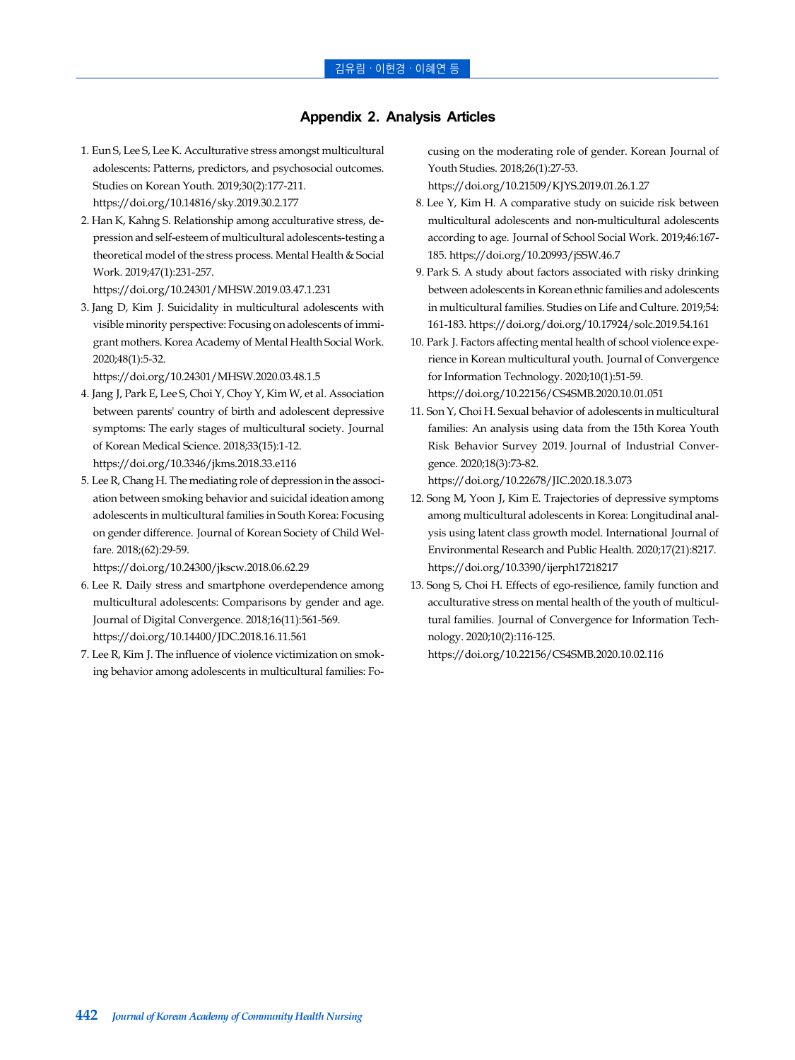## Appendix 2. Analysis Articles

1. Eun S, Lee S, Lee K. Acculturative stress amongst multicultural adolescents: Patterns, predictors, and psychosocial outcomes. Studies on Korean Youth. 2019;30(2):177-211. https://doi.org/10.14816/sky.2019.30.2.177
2. Han K, Kahng S. Relationship among acculturative stress, depression and self-esteem of multicultural adolescents-testing a theoretical model of the stress process. Mental Health & Social Work. 2019;47(1):231-257. https://doi.org/10.24301/MHSW.2019.03.47.1.231
3. Jang D, Kim J. Suicidality in multicultural adolescents with visible minority perspective: Focusing on adolescents of immigrant mothers. Korea Academy of Mental Health Social Work. 2020;48(1):5-32. https://doi.org/10.24301/MHSW.2020.03.48.1.5
4. Jang J, Park E, Lee S, Choi Y, Choy Y, Kim W, et al. Association between parents' country of birth and adolescent depressive symptoms: The early stages of multicultural society. Journal of Korean Medical Science. 2018;33(15):1-12. https://doi.org/10.3346/jkms.2018.33.e116
5. Lee R, Chang H. The mediating role of depression in the association between smoking behavior and suicidal ideation among adolescents in multicultural families in South Korea: Focusing on gender difference. Journal of Korean Society of Child Welfare. 2018;(62):29-59. https://doi.org/10.24300/jkscw.2018.06.62.29
6. Lee R. Daily stress and smartphone overdependence among multicultural adolescents: Comparisons by gender and age. Journal of Digital Convergence. 2018;16(11):561-569. https://doi.org/10.14400/JDC.2018.16.11.561
7. Lee R, Kim J. The influence of violence victimization on smoking behavior among adolescents in multicultural families: Focusing on the moderating role of gender. Korean Journal of Youth Studies. 2018;26(1):27-53. https://doi.org/10.21509/KJYS.2019.01.26.1.27
8. Lee Y, Kim H. A comparative study on suicide risk between multicultural adolescents and non-multicultural adolescents according to age. Journal of School Social Work. 2019;46:167-185. https://doi.org/10.20993/jSSW.46.7
9. Park S. A study about factors associated with risky drinking between adolescents in Korean ethnic families and adolescents in multicultural families. Studies on Life and Culture. 2019;54:161-183. https://doi.org/doi.org/10.17924/solc.2019.54.161
10. Park J. Factors affecting mental health of school violence experience in Korean multicultural youth. Journal of Convergence for Information Technology. 2020;10(1):51-59. https://doi.org/10.22156/CS4SMB.2020.10.01.051
11. Son Y, Choi H. Sexual behavior of adolescents in multicultural families: An analysis using data from the 15th Korea Youth Risk Behavior Survey 2019. Journal of Industrial Convergence. 2020;18(3):73-82. https://doi.org/10.22678/JIC.2020.18.3.073
12. Song M, Yoon J, Kim E. Trajectories of depressive symptoms among multicultural adolescents in Korea: Longitudinal analysis using latent class growth model. International Journal of Environmental Research and Public Health. 2020;17(21):8217. https://doi.org/10.3390/ijerph17218217
13. Song S, Choi H. Effects of ego-resilience, family function and acculturative stress on mental health of the youth of multicultural families. Journal of Convergence for Information Technology. 2020;10(2):116-125. https://doi.org/10.22156/CS4SMB.2020.10.02.116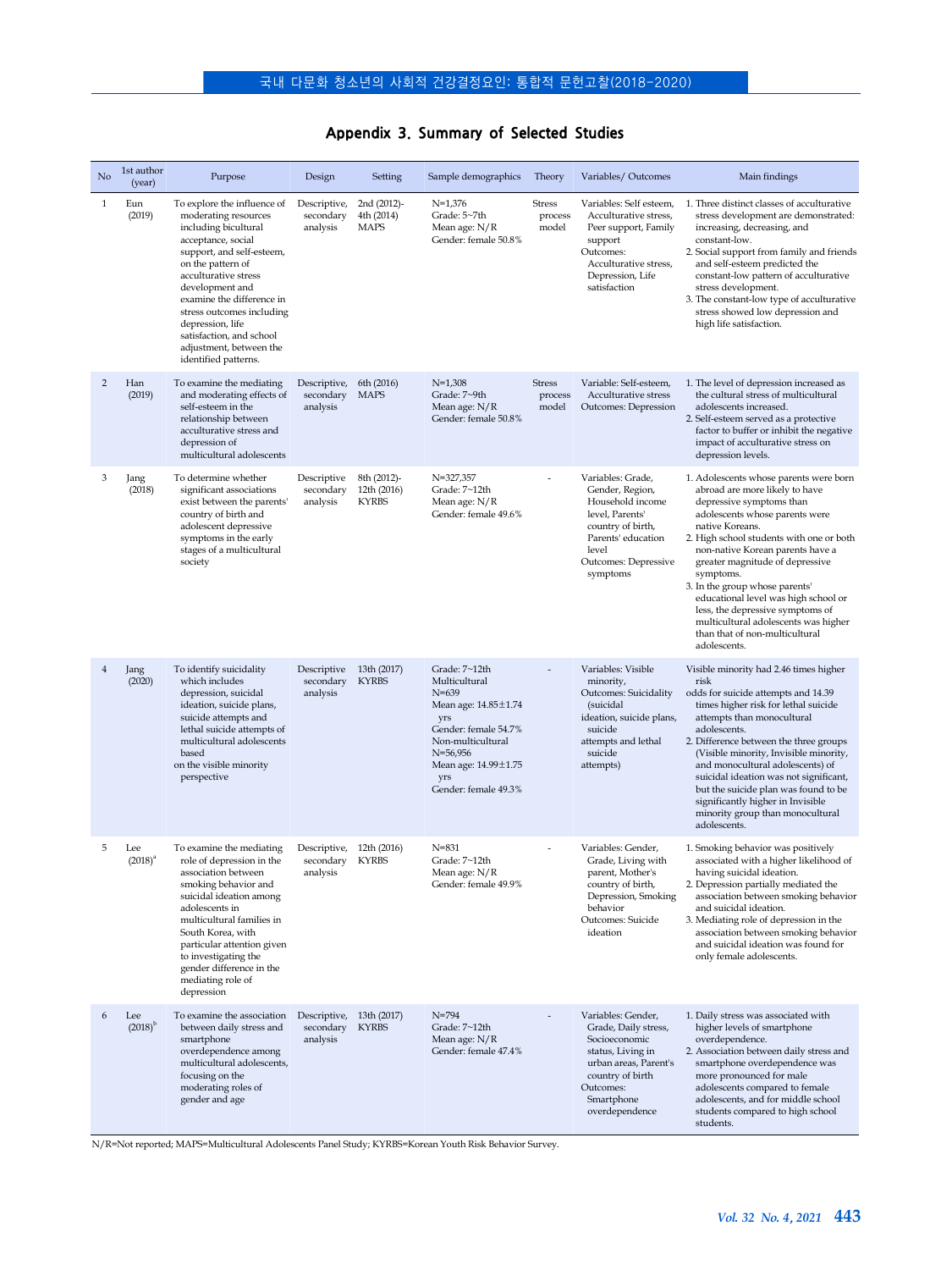## Appendix 3. Summary of Selected Studies

| No | 1st author (year) | Purpose | Design | Setting | Sample demographics | Theory | Variables/ Outcomes | Main findings |
|---|---|---|---|---|---|---|---|---|
| 1 | Eun (2019) | To explore the influence of moderating resources including bicultural acceptance, social support, and self-esteem, on the pattern of acculturative stress development and examine the difference in stress outcomes including depression, life satisfaction, and school adjustment, between the identified patterns. | Descriptive, secondary analysis | 2nd (2012)-4th (2014) MAPS | N=1,376<br>Grade: 5~7th<br>Mean age: N/R<br>Gender: female 50.8% | Stress process model | Variables: Self esteem, Acculturative stress, Peer support, Family support<br>Outcomes: Acculturative stress, Depression, Life satisfaction | 1. Three distinct classes of acculturative stress development are demonstrated: increasing, decreasing, and constant-low.<br>2. Social support from family and friends and self-esteem predicted the constant-low pattern of acculturative stress development.<br>3. The constant-low type of acculturative stress showed low depression and high life satisfaction. |
| 2 | Han (2019) | To examine the mediating and moderating effects of self-esteem in the relationship between acculturative stress and depression of multicultural adolescents | Descriptive, secondary analysis | 6th (2016) MAPS | N=1,308<br>Grade: 7~9th<br>Mean age: N/R<br>Gender: female 50.8% | Stress process model | Variable: Self-esteem, Acculturative stress<br>Outcomes: Depression | 1. The level of depression increased as the cultural stress of multicultural adolescents increased.<br>2. Self-esteem served as a protective factor to buffer or inhibit the negative impact of acculturative stress on depression levels. |
| 3 | Jang (2018) | To determine whether significant associations exist between the parents' country of birth and adolescent depressive symptoms in the early stages of a multicultural society | Descriptive secondary analysis | 8th (2012)-12th (2016) KYRBS | N=327,357<br>Grade: 7~12th<br>Mean age: N/R<br>Gender: female 49.6% | - | Variables: Grade, Gender, Region, Household income level, Parents' country of birth, Parents' education level<br>Outcomes: Depressive symptoms | 1. Adolescents whose parents were born abroad are more likely to have depressive symptoms than adolescents whose parents were native Koreans.<br>2. High school students with one or both non-native Korean parents have a greater magnitude of depressive symptoms.<br>3. In the group whose parents' educational level was high school or less, the depressive symptoms of multicultural adolescents was higher than that of non-multicultural adolescents. |
| 4 | Jang (2020) | To identify suicidality which includes depression, suicidal ideation, suicide plans, suicide attempts and lethal suicide attempts of multicultural adolescents based on the visible minority perspective | Descriptive secondary analysis | 13th (2017) KYRBS | Grade: 7~12th<br>Multicultural<br>N=639<br>Mean age: 14.85±1.74 yrs<br>Gender: female 54.7%<br>Non-multicultural<br>N=56,956<br>Mean age: 14.99±1.75 yrs<br>Gender: female 49.3% | - | Variables: Visible minority,<br>Outcomes: Suicidality (suicidal ideation, suicide plans, suicide attempts and lethal suicide attempts) | Visible minority had 2.46 times higher risk odds for suicide attempts and 14.39 times higher risk for lethal suicide attempts than monocultural adolescents.<br>2. Difference between the three groups (Visible minority, Invisible minority, and monocultural adolescents) of suicidal ideation was not significant, but the suicide plan was found to be significantly higher in Invisible minority group than monocultural adolescents. |
| 5 | Lee (2018)[a] | To examine the mediating role of depression in the association between smoking behavior and suicidal ideation among adolescents in multicultural families in South Korea, with particular attention given to investigating the gender difference in the mediating role of depression | Descriptive, secondary analysis | 12th (2016) KYRBS | N=831<br>Grade: 7~12th<br>Mean age: N/R<br>Gender: female 49.9% | - | Variables: Gender, Grade, Living with parent, Mother's country of birth, Depression, Smoking behavior<br>Outcomes: Suicide ideation | 1. Smoking behavior was positively associated with a higher likelihood of having suicidal ideation.<br>2. Depression partially mediated the association between smoking behavior and suicidal ideation.<br>3. Mediating role of depression in the association between smoking behavior and suicidal ideation was found for only female adolescents. |
| 6 | Lee (2018)[b] | To examine the association between daily stress and smartphone overdependence among multicultural adolescents, focusing on the moderating roles of gender and age | Descriptive, secondary analysis | 13th (2017) KYRBS | N=794<br>Grade: 7~12th<br>Mean age: N/R<br>Gender: female 47.4% | - | Variables: Gender, Grade, Daily stress, Socioeconomic status, Living in urban areas, Parent's country of birth<br>Outcomes: Smartphone overdependence | 1. Daily stress was associated with higher levels of smartphone overdependence.<br>2. Association between daily stress and smartphone overdependence was more pronounced for male adolescents compared to female adolescents, and for middle school students compared to high school students. |

N/R=Not reported; MAPS=Multicultural Adolescents Panel Study; KYRBS=Korean Youth Risk Behavior Survey.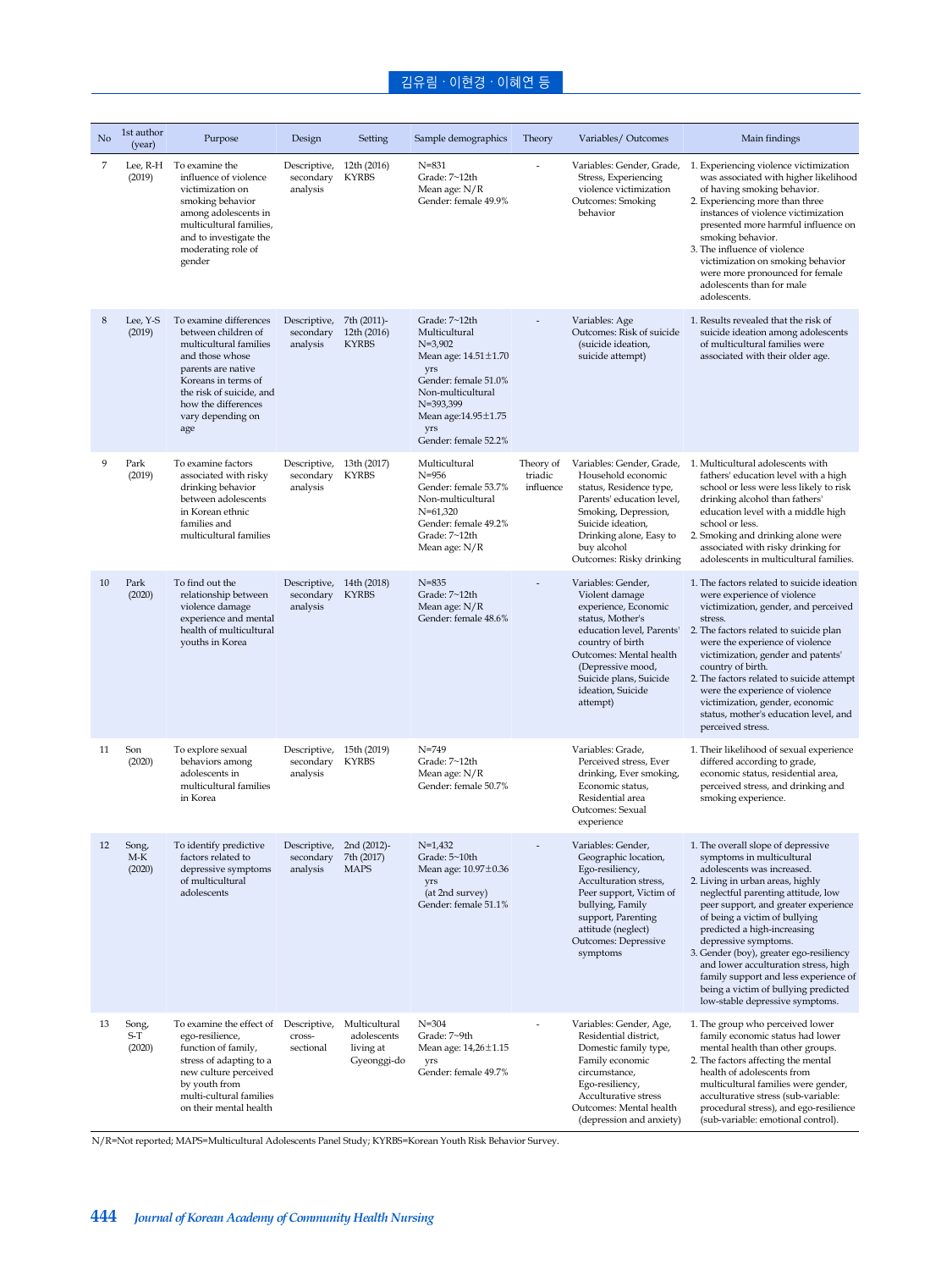| No | 1st author (year) | Purpose | Design | Setting | Sample demographics | Theory | Variables/ Outcomes | Main findings |
|---|---|---|---|---|---|---|---|---|
| 7 | Lee, R-H (2019) | To examine the influence of violence victimization on smoking behavior among adolescents in multicultural families, and to investigate the moderating role of gender | Descriptive, secondary analysis | 12th (2016) KYRBS | N=831<br>Grade: 7~12th<br>Mean age: N/R<br>Gender: female 49.9% | - | Variables: Gender, Grade, Stress, Experiencing violence victimization<br>Outcomes: Smoking behavior | 1. Experiencing violence victimization was associated with higher likelihood of having smoking behavior.<br>2. Experiencing more than three instances of violence victimization presented more harmful influence on smoking behavior.<br>3. The influence of violence victimization on smoking behavior were more pronounced for female adolescents than for male adolescents. |
| 8 | Lee, Y-S (2019) | To examine differences between children of multicultural families and those whose parents are native Koreans in terms of the risk of suicide, and how the differences vary depending on age | Descriptive, secondary analysis | 7th (2011)-12th (2016) KYRBS | Grade: 7~12th<br>Multicultural<br>N=3,902<br>Mean age: 14.51±1.70 yrs<br>Gender: female 51.0%<br>Non-multicultural<br>N=393,399<br>Mean age:14.95±1.75 yrs<br>Gender: female 52.2% | - | Variables: Age<br>Outcomes: Risk of suicide (suicide ideation, suicide attempt) | 1. Results revealed that the risk of suicide ideation among adolescents of multicultural families were associated with their older age. |
| 9 | Park (2019) | To examine factors associated with risky drinking behavior between adolescents in Korean ethnic families and multicultural families | Descriptive, secondary analysis | 13th (2017) KYRBS | Multicultural<br>N=956<br>Gender: female 53.7%<br>Non-multicultural<br>N=61,320<br>Gender: female 49.2%<br>Grade: 7~12th<br>Mean age: N/R | Theory of triadic influence | Variables: Gender, Grade, Household economic status, Residence type, Parents' education level, Smoking, Depression, Suicide ideation, Drinking alone, Easy to buy alcohol<br>Outcomes: Risky drinking | 1. Multicultural adolescents with fathers' education level with a high school or less were less likely to risk drinking alcohol than fathers' education level with a middle high school or less.<br>2. Smoking and drinking alone were associated with risky drinking for adolescents in multicultural families. |
| 10 | Park (2020) | To find out the relationship between violence damage experience and mental health of multicultural youths in Korea | Descriptive, secondary analysis | 14th (2018) KYRBS | N=835<br>Grade: 7~12th<br>Mean age: N/R<br>Gender: female 48.6% | - | Variables: Gender, Violent damage experience, Economic status, Mother's education level, Parents' country of birth<br>Outcomes: Mental health (Depressive mood, Suicide plans, Suicide ideation, Suicide attempt) | 1. The factors related to suicide ideation were experience of violence victimization, gender, and perceived stress.<br>2. The factors related to suicide plan were the experience of violence victimization, gender and patents' country of birth.<br>2. The factors related to suicide attempt were the experience of violence victimization, gender, economic status, mother's education level, and perceived stress. |
| 11 | Son (2020) | To explore sexual behaviors among adolescents in multicultural families in Korea | Descriptive, secondary analysis | 15th (2019) KYRBS | N=749<br>Grade: 7~12th<br>Mean age: N/R<br>Gender: female 50.7% | | Variables: Grade, Perceived stress, Ever drinking, Ever smoking, Economic status, Residential area<br>Outcomes: Sexual experience | 1. Their likelihood of sexual experience differed according to grade, economic status, residential area, perceived stress, and drinking and smoking experience. |
| 12 | Song, M-K (2020) | To identify predictive factors related to depressive symptoms of multicultural adolescents | Descriptive, secondary analysis | 2nd (2012)-7th (2017) MAPS | N=1,432<br>Grade: 5~10th<br>Mean age: 10.97±0.36 yrs (at 2nd survey)<br>Gender: female 51.1% | - | Variables: Gender, Geographic location, Ego-resiliency, Acculturation stress, Peer support, Victim of bullying, Family support, Parenting attitude (neglect)<br>Outcomes: Depressive symptoms | 1. The overall slope of depressive symptoms in multicultural adolescents was increased.<br>2. Living in urban areas, highly neglectful parenting attitude, low peer support, and greater experience of being a victim of bullying predicted a high-increasing depressive symptoms.<br>3. Gender (boy), greater ego-resiliency and lower acculturation stress, high family support and less experience of being a victim of bullying predicted low-stable depressive symptoms. |
| 13 | Song, S-T (2020) | To examine the effect of ego-resilience, function of family, stress of adapting to a new culture perceived by youth from multi-cultural families on their mental health | Descriptive, cross-sectional | Multicultural adolescents living at Gyeonggi-do | N=304<br>Grade: 7~9th<br>Mean age: 14,26±1.15 yrs<br>Gender: female 49.7% | - | Variables: Gender, Age, Residential district, Domestic family type, Family economic circumstance, Ego-resiliency, Acculturative stress<br>Outcomes: Mental health (depression and anxiety) | 1. The group who perceived lower family economic status had lower mental health than other groups.<br>2. The factors affecting the mental health of adolescents from multicultural families were gender, acculturative stress (sub-variable: procedural stress), and ego-resilience (sub-variable: emotional control). |

N/R=Not reported; MAPS=Multicultural Adolescents Panel Study; KYRBS=Korean Youth Risk Behavior Survey.